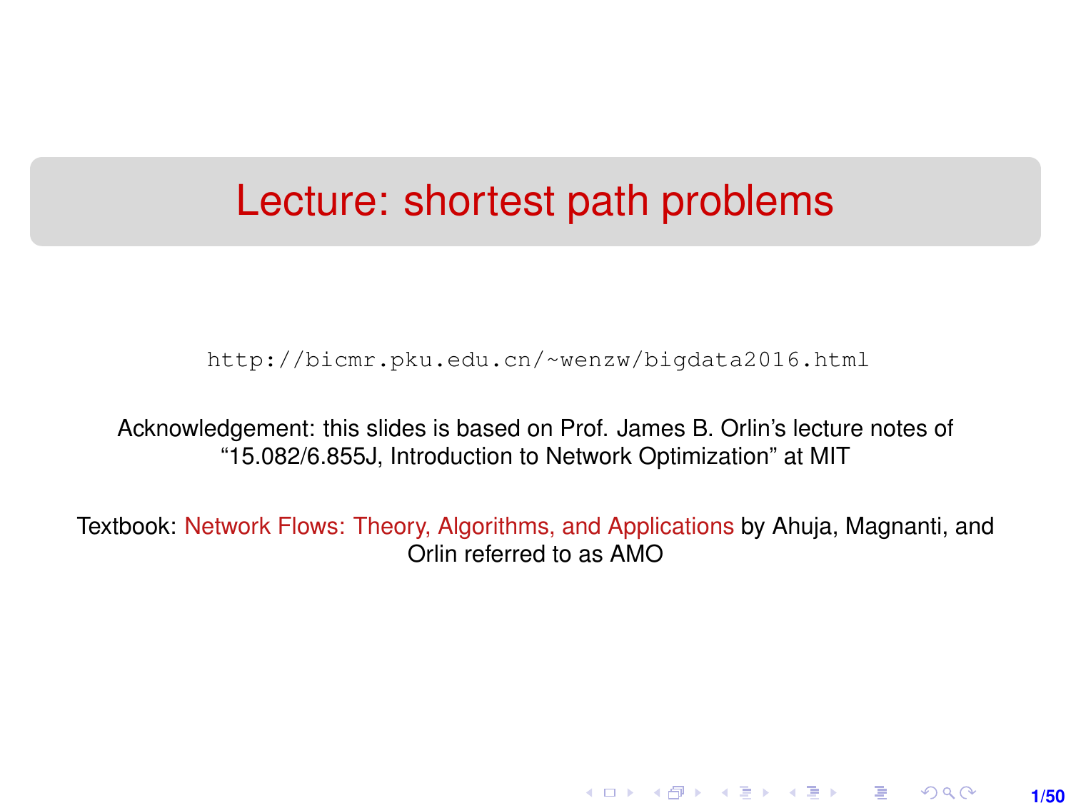# Lecture: shortest path problems

http://bicmr.pku.edu.cn/~wenzw/bigdata2016.html

Acknowledgement: this slides is based on Prof. James B. Orlin's lecture notes of "15.082/6.855J, Introduction to Network Optimization" at MIT

Textbook: Network Flows: Theory, Algorithms, and Applications by Ahuja, Magnanti, and Orlin referred to as AMO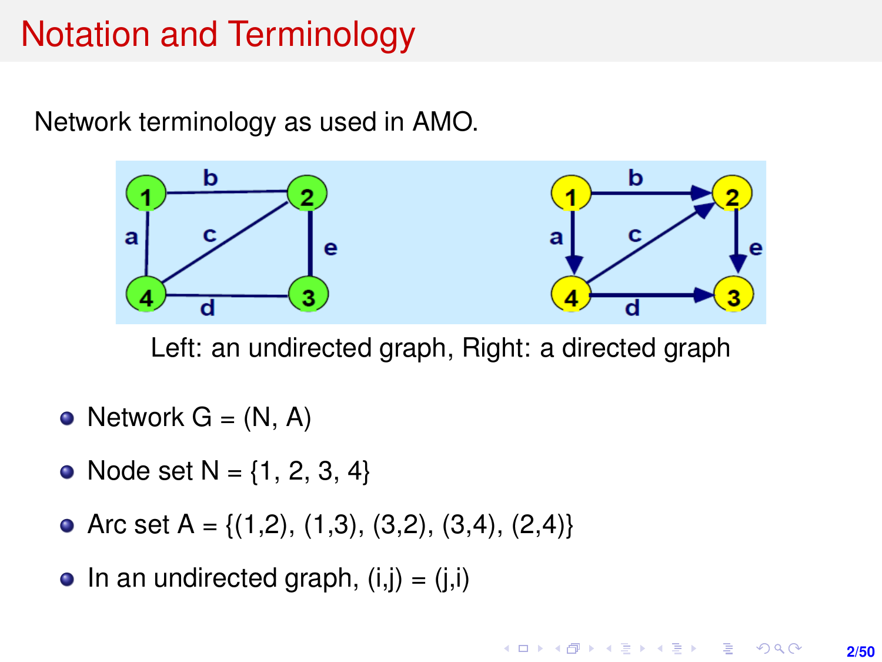# Notation and Terminology

Network terminology as used in AMO.

Left: an undirected graph, Right: a directed graph

- Network G = (N, A)
- Node set N = {1, 2, 3, 4}
- Arc set A = {(1,2), (1,3), (3,2), (3,4), (2,4)}
- In an undirected graph, (i,j) = (j,i)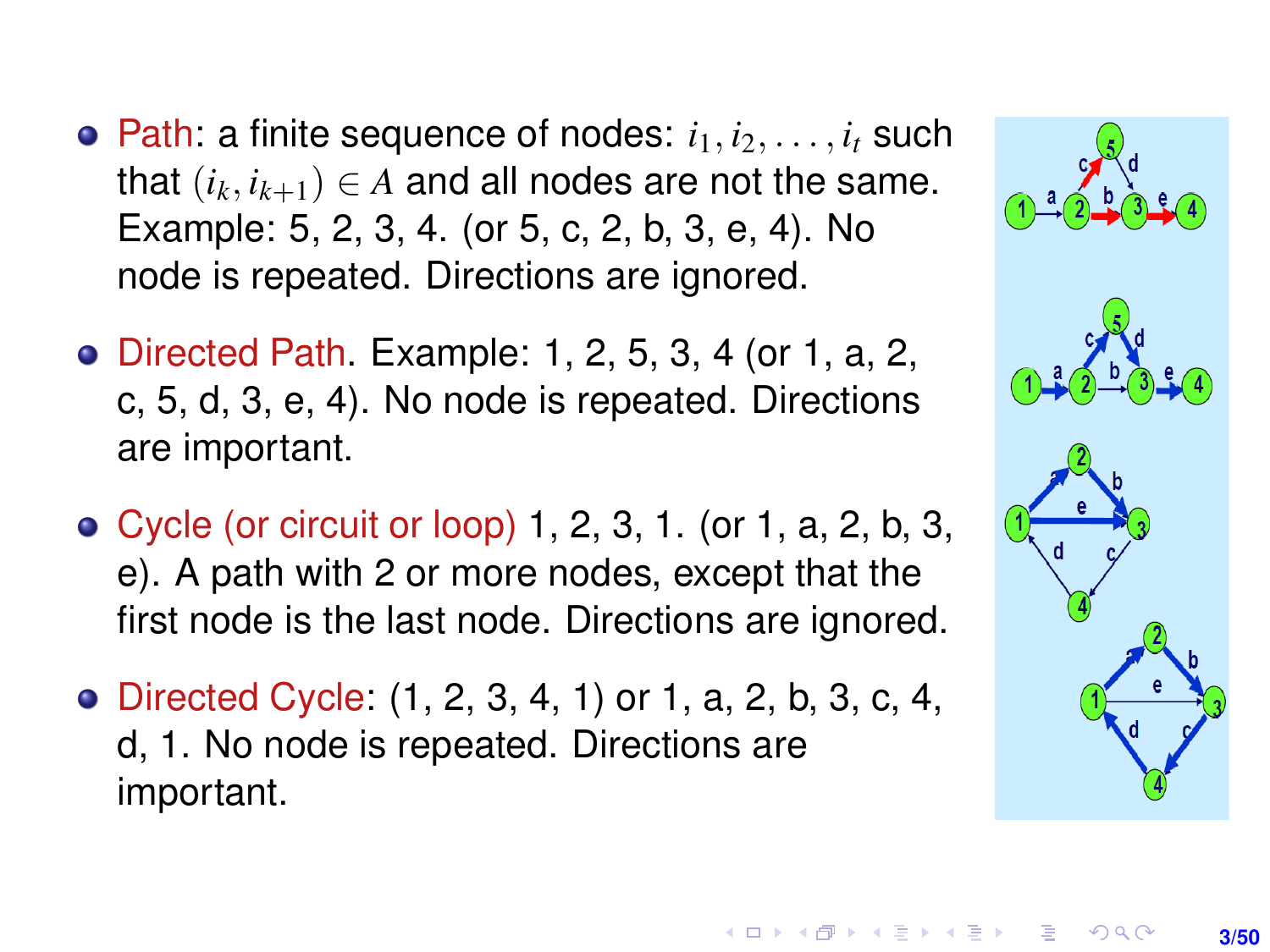- Path: a finite sequence of nodes: $i_1, i_2, \ldots, i_t$ such that $(i_k, i_{k+1}) \in A$ and all nodes are not the same. Example: 5, 2, 3, 4. (or 5, c, 2, b, 3, e, 4). No node is repeated. Directions are ignored.
- Directed Path. Example: 1, 2, 5, 3, 4 (or 1, a, 2, c, 5, d, 3, e, 4). No node is repeated. Directions are important.
- Cycle (or circuit or loop) 1, 2, 3, 1. (or 1, a, 2, b, 3, e). A path with 2 or more nodes, except that the first node is the last node. Directions are ignored.
- Directed Cycle: (1, 2, 3, 4, 1) or 1, a, 2, b, 3, c, 4, d, 1. No node is repeated. Directions are important.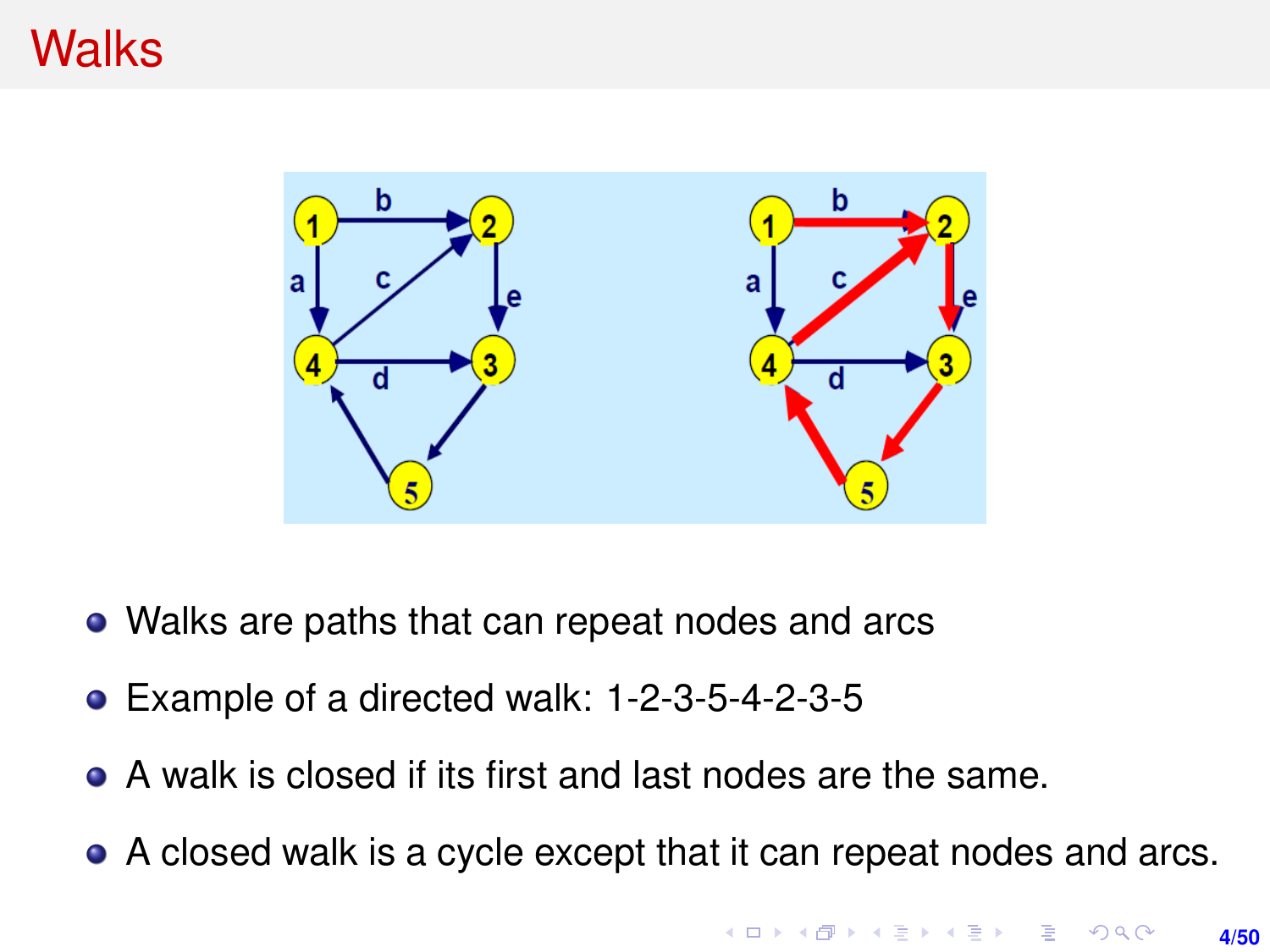# Walks

- Walks are paths that can repeat nodes and arcs
- Example of a directed walk: 1-2-3-5-4-2-3-5
- A walk is closed if its first and last nodes are the same.
- A closed walk is a cycle except that it can repeat nodes and arcs.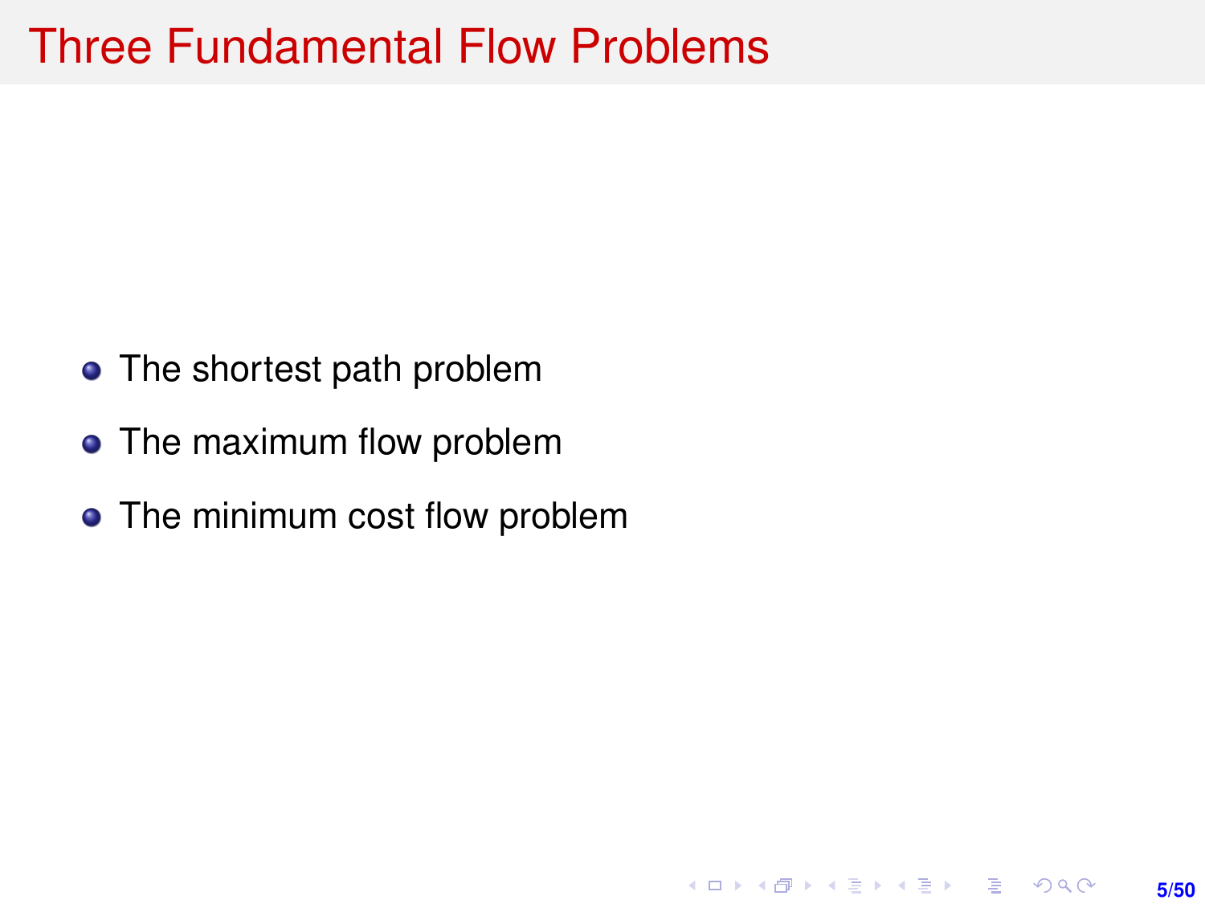# Three Fundamental Flow Problems

- The shortest path problem
- The maximum flow problem
- The minimum cost flow problem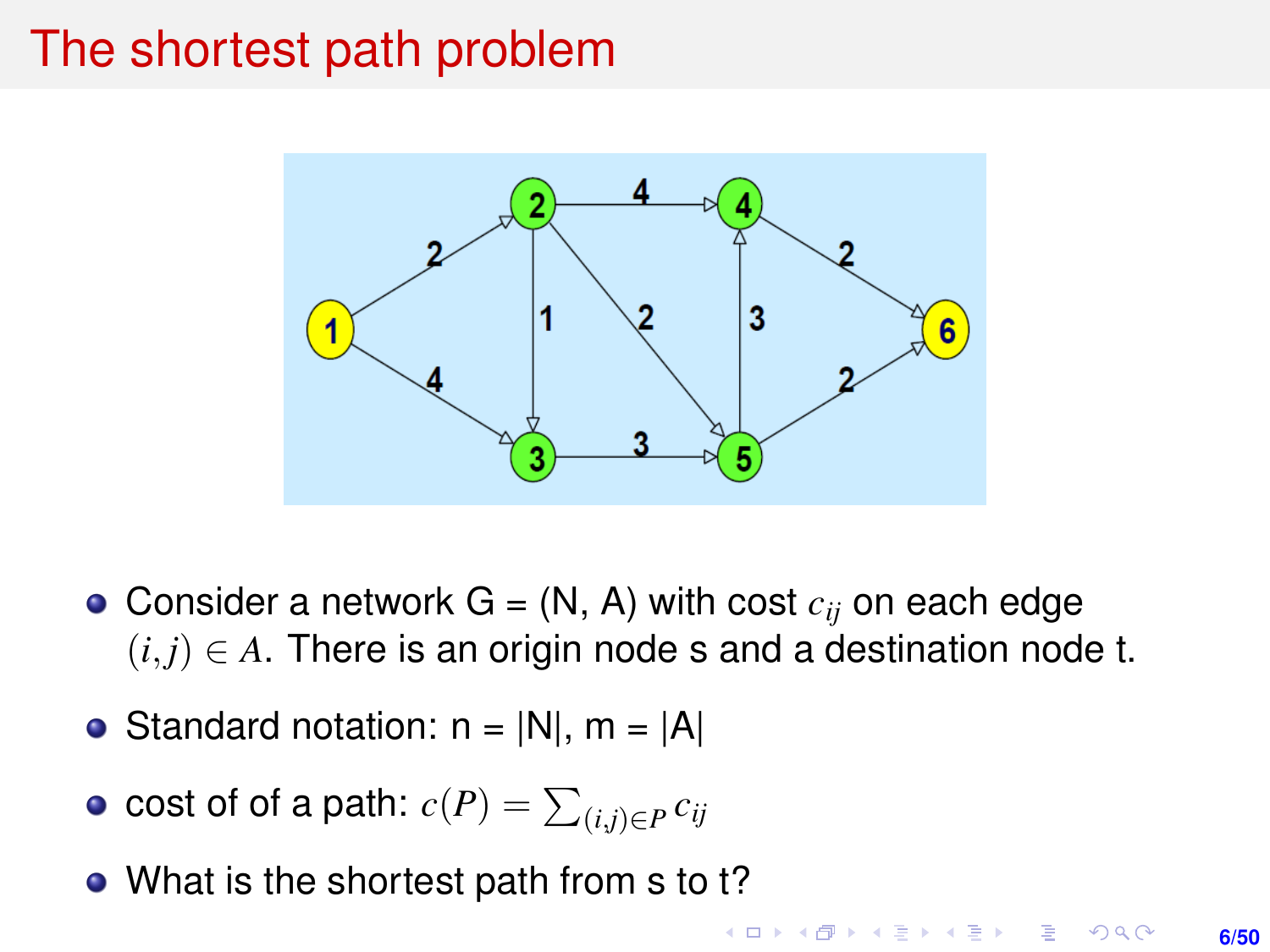# The shortest path problem

- Consider a network G = (N, A) with cost $c_{ij}$ on each edge $(i,j) \in A$. There is an origin node s and a destination node t.
- Standard notation: n = |N|, m = |A|
- cost of of a path: $c(P) = \sum_{(i,j)\in P} c_{ij}$
- What is the shortest path from s to t?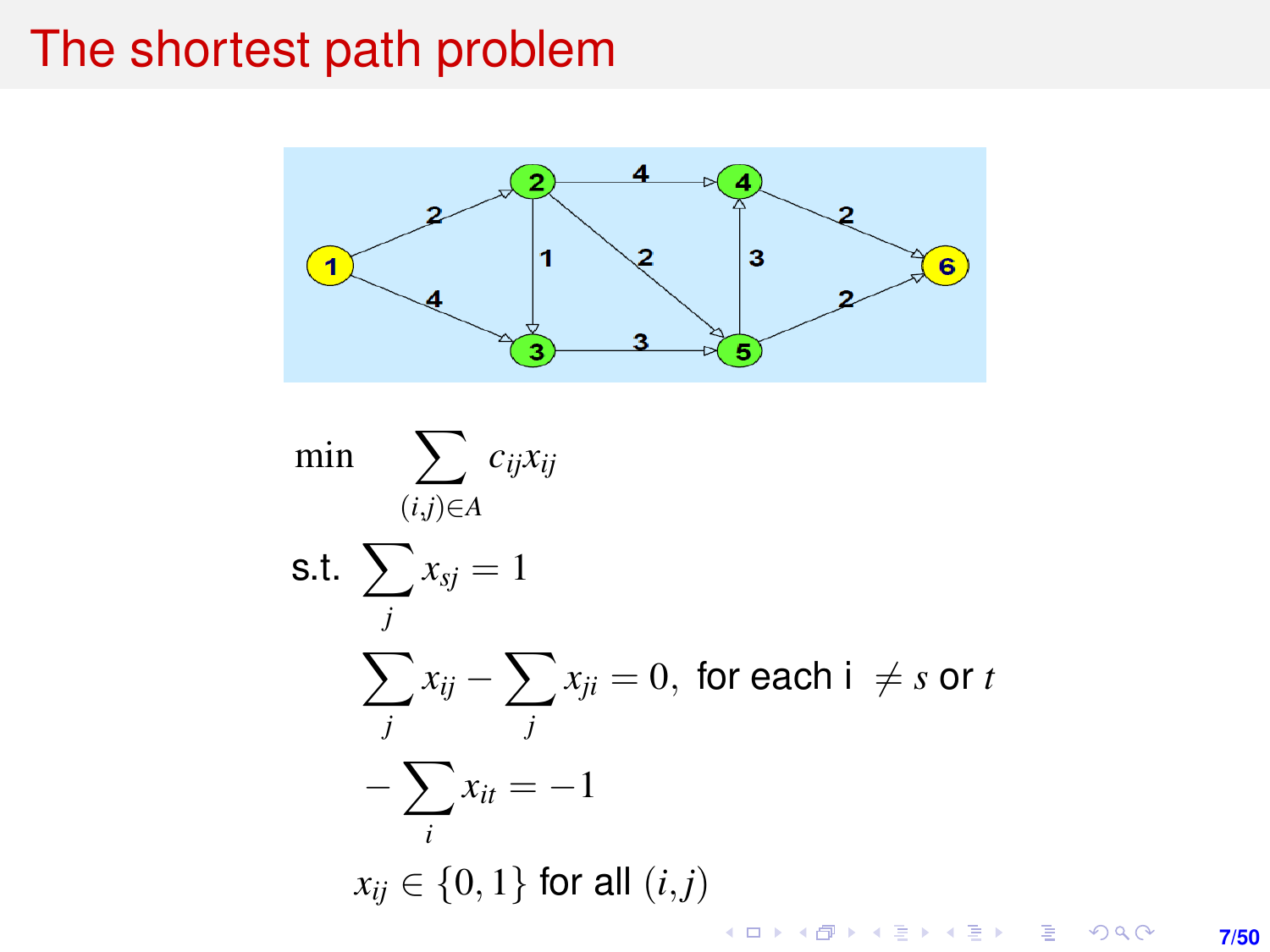# The shortest path problem

$$\min \sum_{(i,j)\in A} c_{ij}x_{ij}$$

s.t. $\sum_{j} x_{sj} = 1$

$$\sum_{j} x_{ij} - \sum_{j} x_{ji} = 0, \text{ for each i } \neq s \text{ or } t$$

$$-\sum_{i} x_{it} = -1$$

$$x_{ij} \in \{0,1\} \text{ for all } (i,j)$$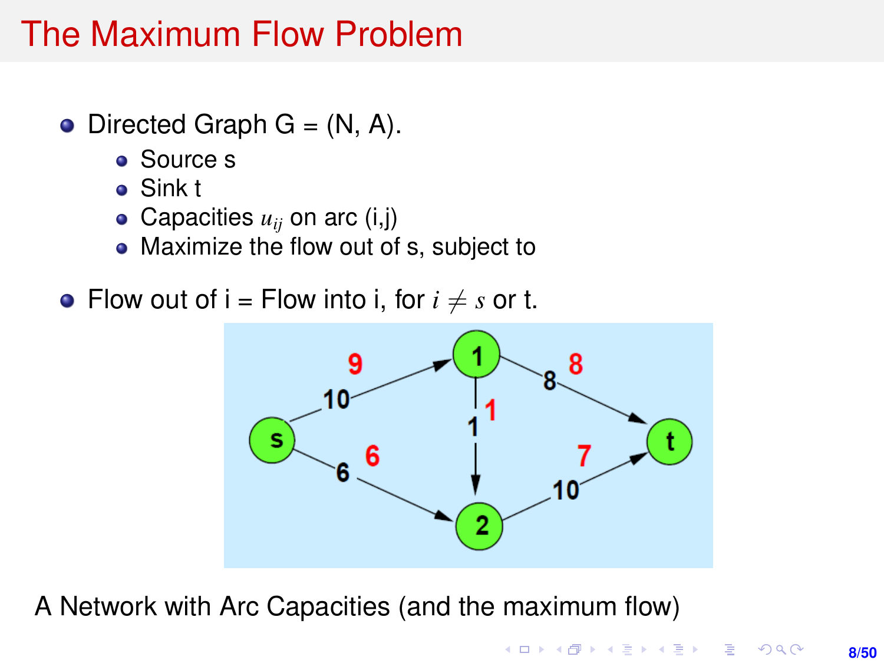# The Maximum Flow Problem

- Directed Graph G = (N, A).
  - Source s
  - Sink t
  - Capacities $u_{ij}$ on arc (i,j)
  - Maximize the flow out of s, subject to
- Flow out of i = Flow into i, for $i \neq s$ or t.

A Network with Arc Capacities (and the maximum flow)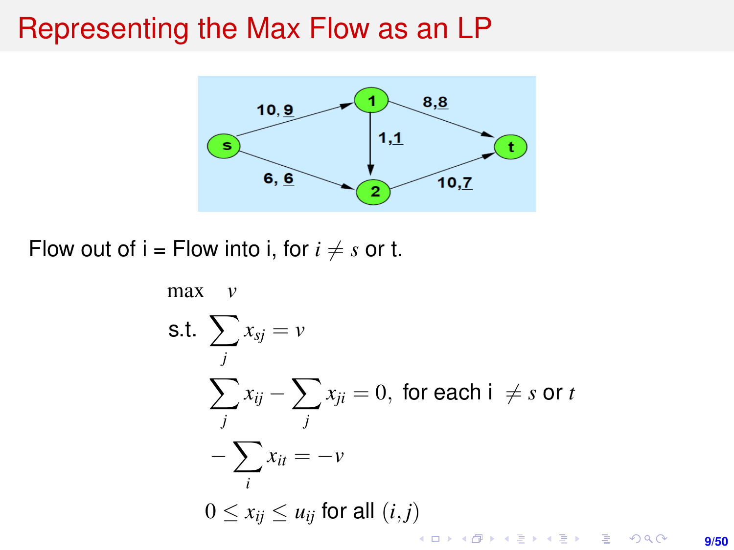# Representing the Max Flow as an LP

Flow out of i = Flow into i, for $i \neq s$ or t.

$$\max \quad v$$

$$\text{s.t.} \quad \sum_j x_{sj} = v$$

$$\sum_j x_{ij} - \sum_j x_{ji} = 0, \text{ for each i } \neq s \text{ or } t$$

$$-\sum_i x_{it} = -v$$

$$0 \leq x_{ij} \leq u_{ij} \text{ for all } (i,j)$$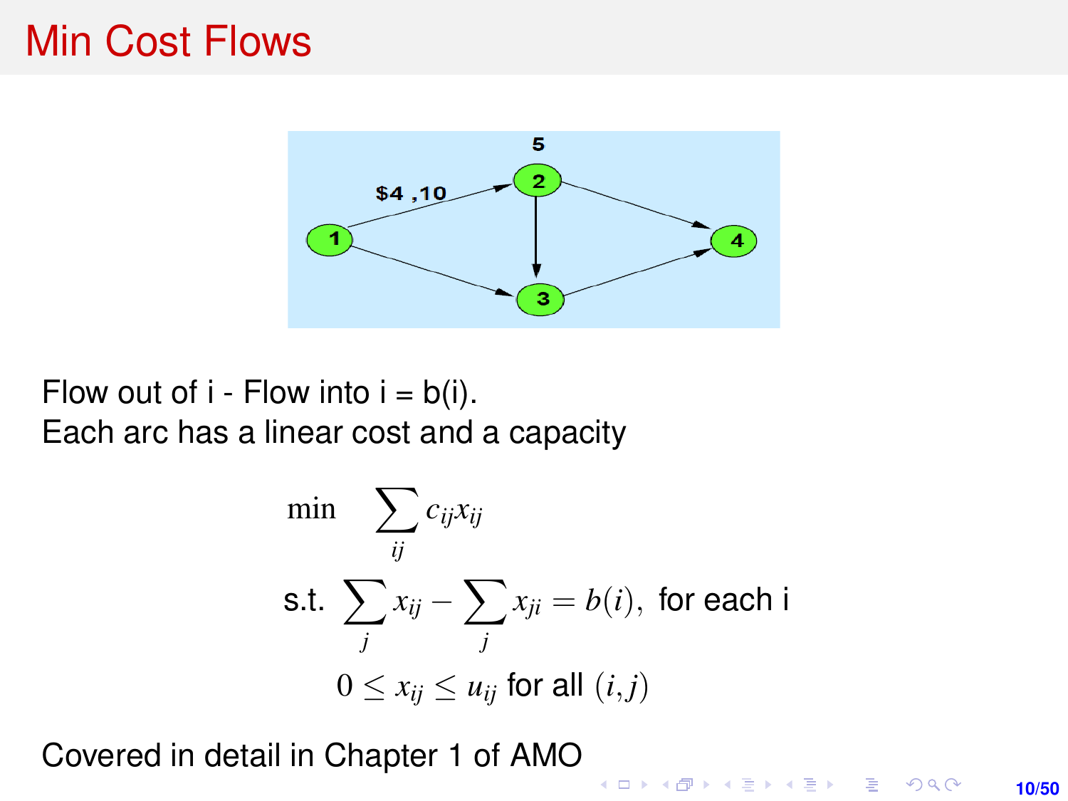# Min Cost Flows

Flow out of i - Flow into i = b(i).
Each arc has a linear cost and a capacity

$$\min \quad \sum_{ij} c_{ij} x_{ij}$$

$$\text{s.t.} \quad \sum_j x_{ij} - \sum_j x_{ji} = b(i), \ \text{for each i}$$

$$0 \le x_{ij} \le u_{ij} \text{ for all } (i,j)$$

Covered in detail in Chapter 1 of AMO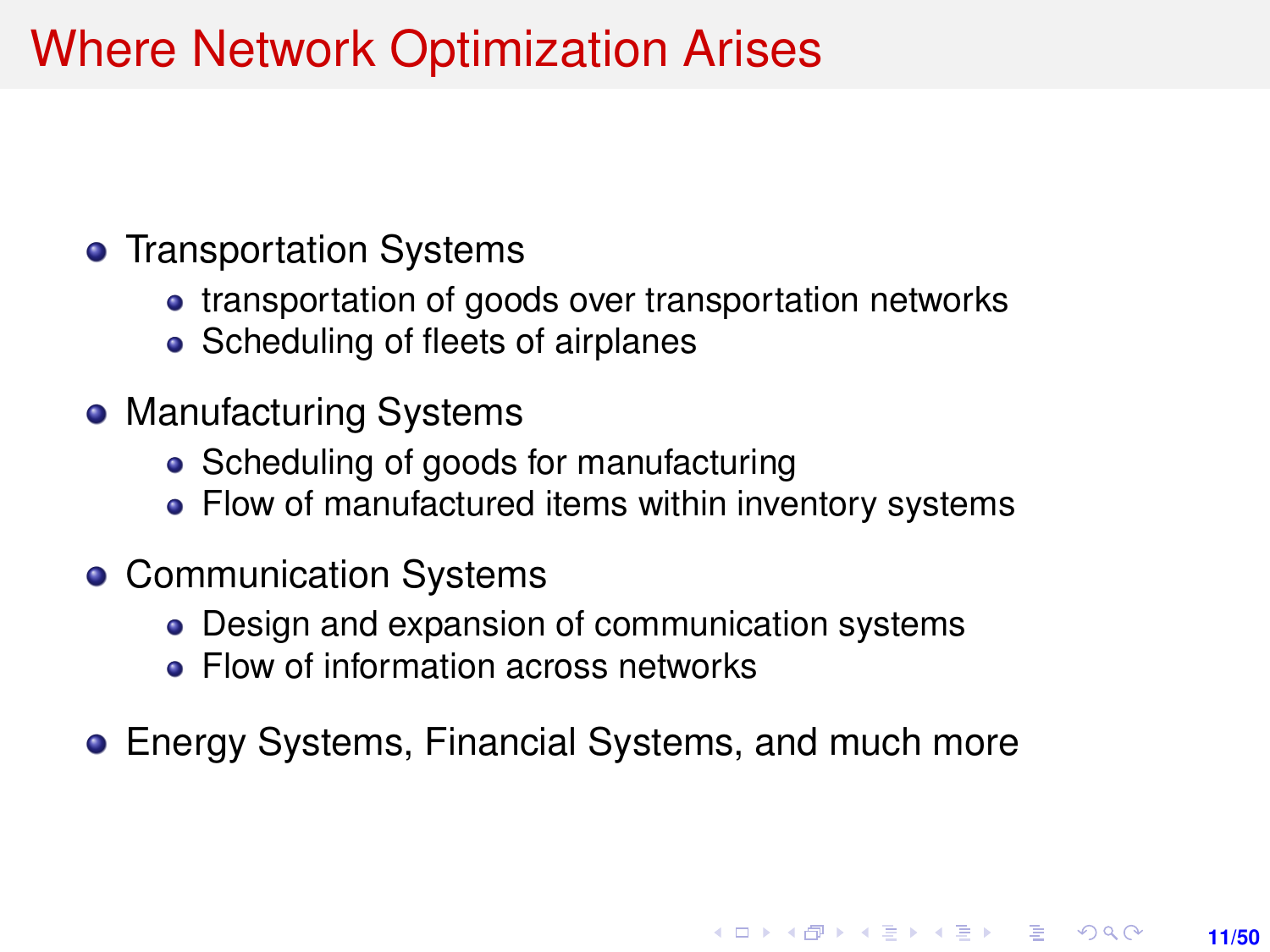# Where Network Optimization Arises

- Transportation Systems
  - transportation of goods over transportation networks
  - Scheduling of fleets of airplanes
- Manufacturing Systems
  - Scheduling of goods for manufacturing
  - Flow of manufactured items within inventory systems
- Communication Systems
  - Design and expansion of communication systems
  - Flow of information across networks
- Energy Systems, Financial Systems, and much more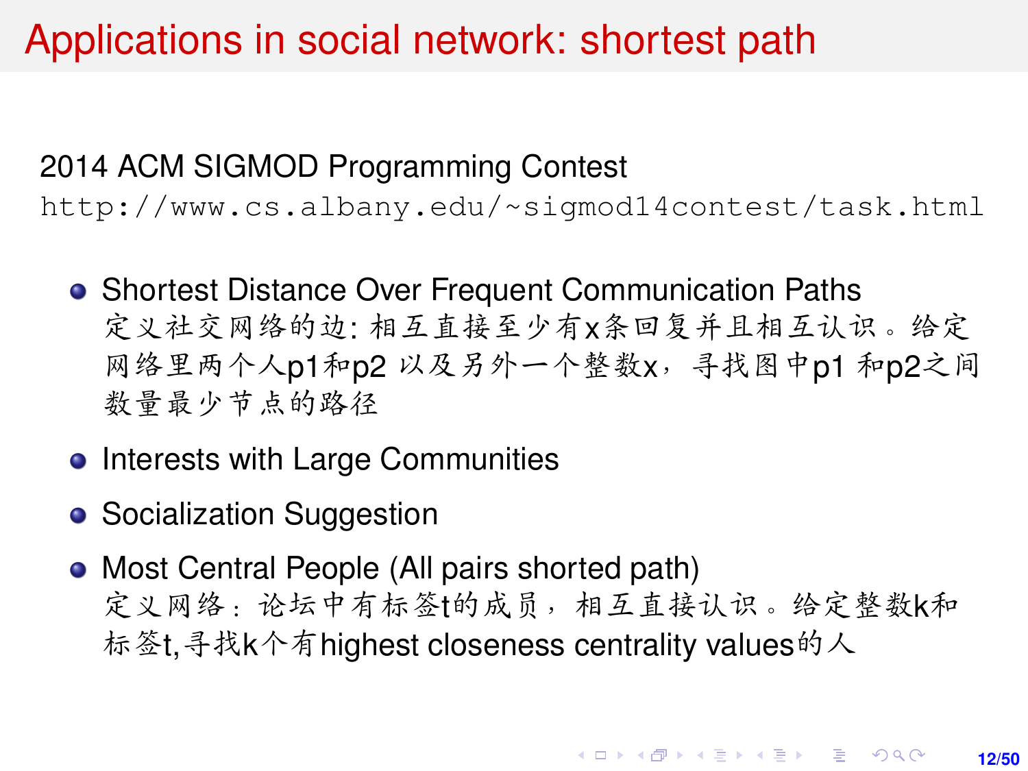# Applications in social network: shortest path

2014 ACM SIGMOD Programming Contest

http://www.cs.albany.edu/~sigmod14contest/task.html

- Shortest Distance Over Frequent Communication Paths
  定义社交网络的边: 相互直接至少有x条回复并且相互认识。给定网络里两个人p1和p2 以及另外一个整数x，寻找图中p1 和p2之间数量最少节点的路径
- Interests with Large Communities
- Socialization Suggestion
- Most Central People (All pairs shorted path)
  定义网络：论坛中有标签t的成员，相互直接认识。给定整数k和标签t,寻找k个有highest closeness centrality values的人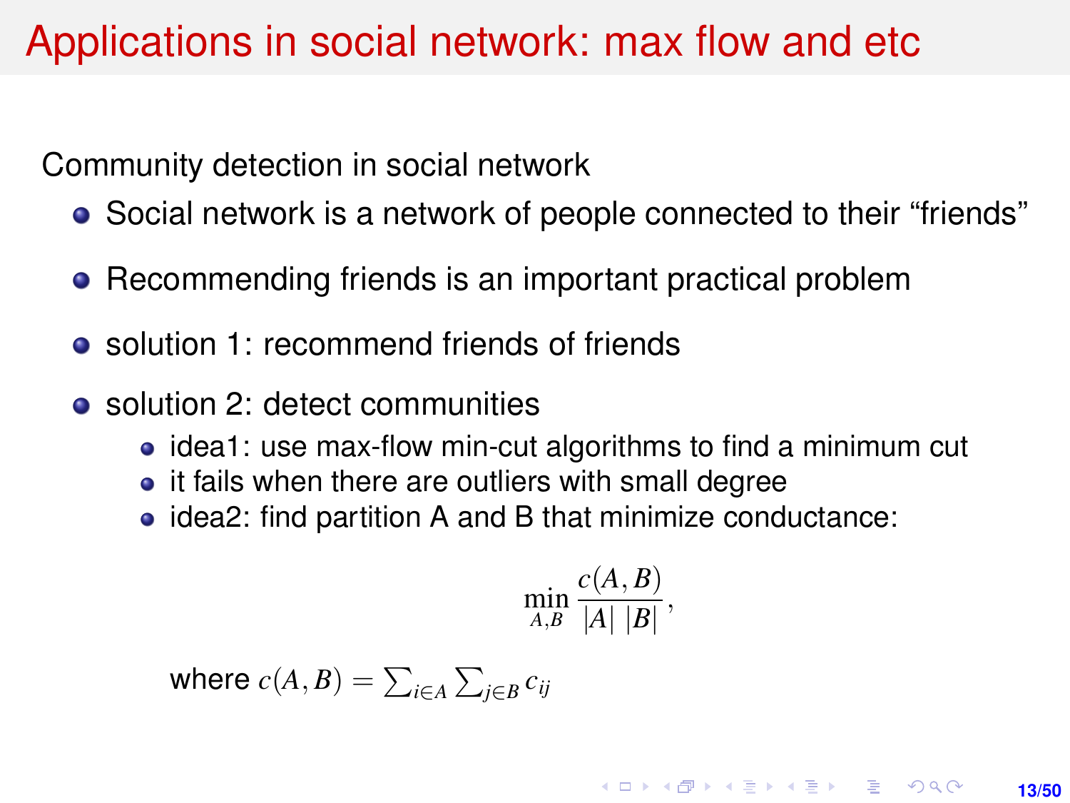# Applications in social network: max flow and etc

Community detection in social network

- Social network is a network of people connected to their “friends”
- Recommending friends is an important practical problem
- solution 1: recommend friends of friends
- solution 2: detect communities
  - idea1: use max-flow min-cut algorithms to find a minimum cut
  - it fails when there are outliers with small degree
  - idea2: find partition A and B that minimize conductance:

$$\min_{A,B} \frac{c(A,B)}{|A|\ |B|},$$

where $c(A,B) = \sum_{i \in A} \sum_{j \in B} c_{ij}$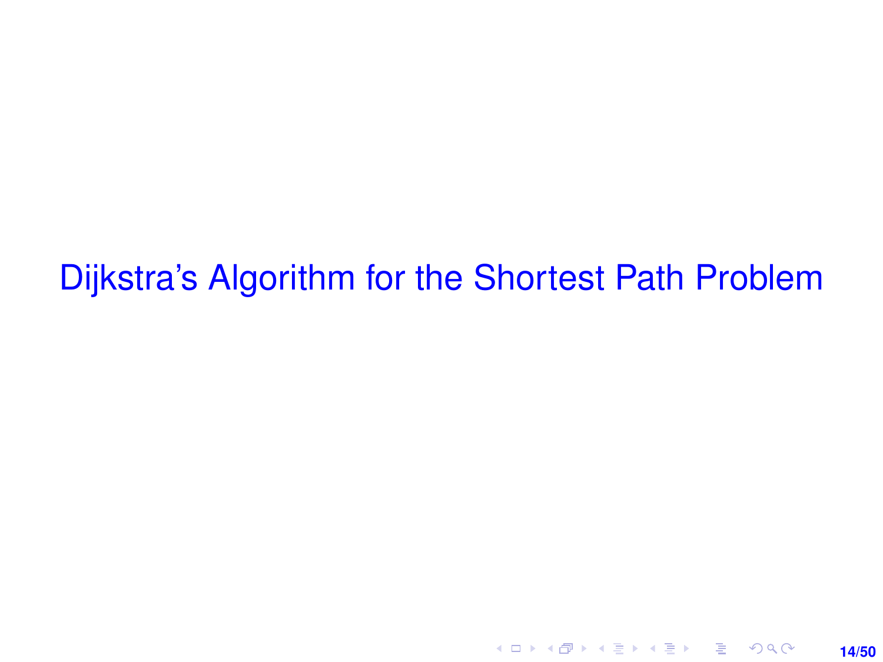# Dijkstra's Algorithm for the Shortest Path Problem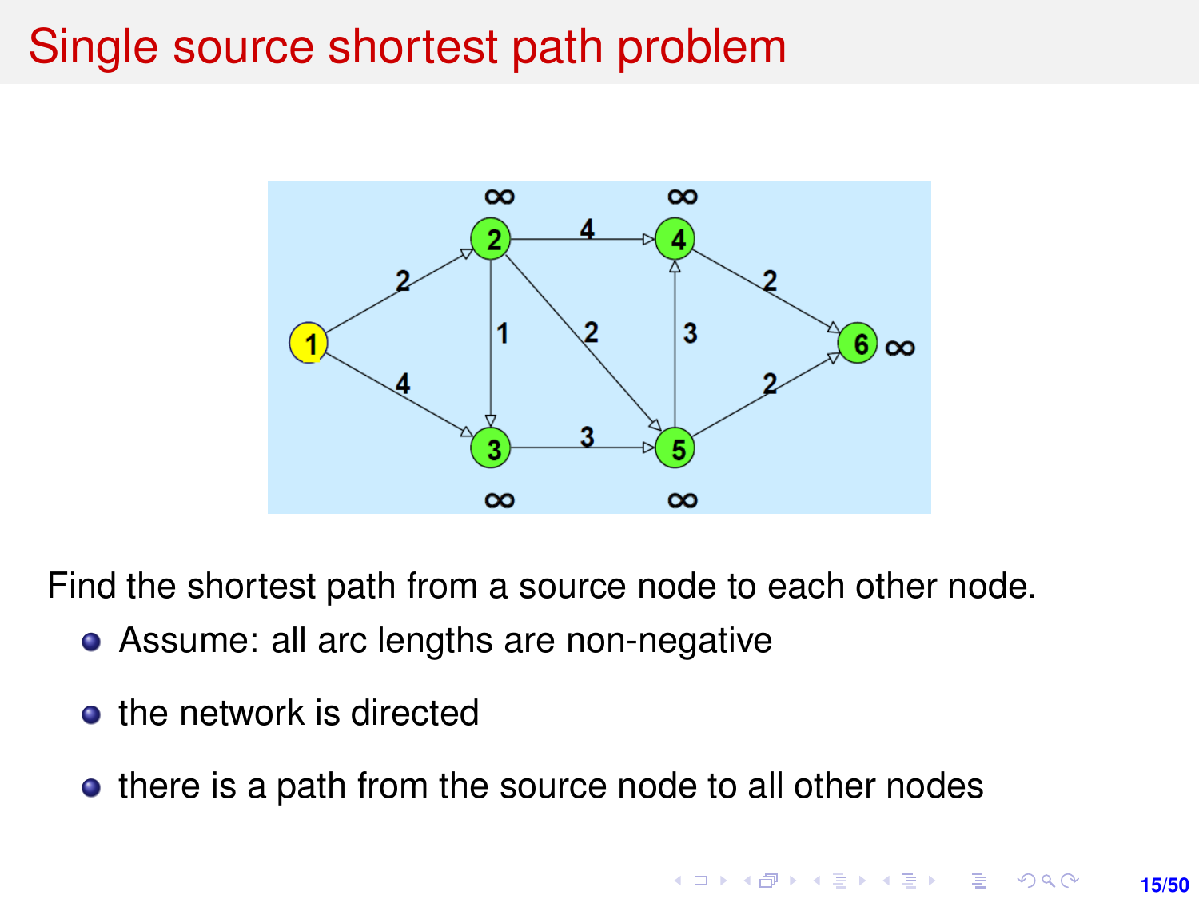# Single source shortest path problem

Find the shortest path from a source node to each other node.

- Assume: all arc lengths are non-negative
- the network is directed
- there is a path from the source node to all other nodes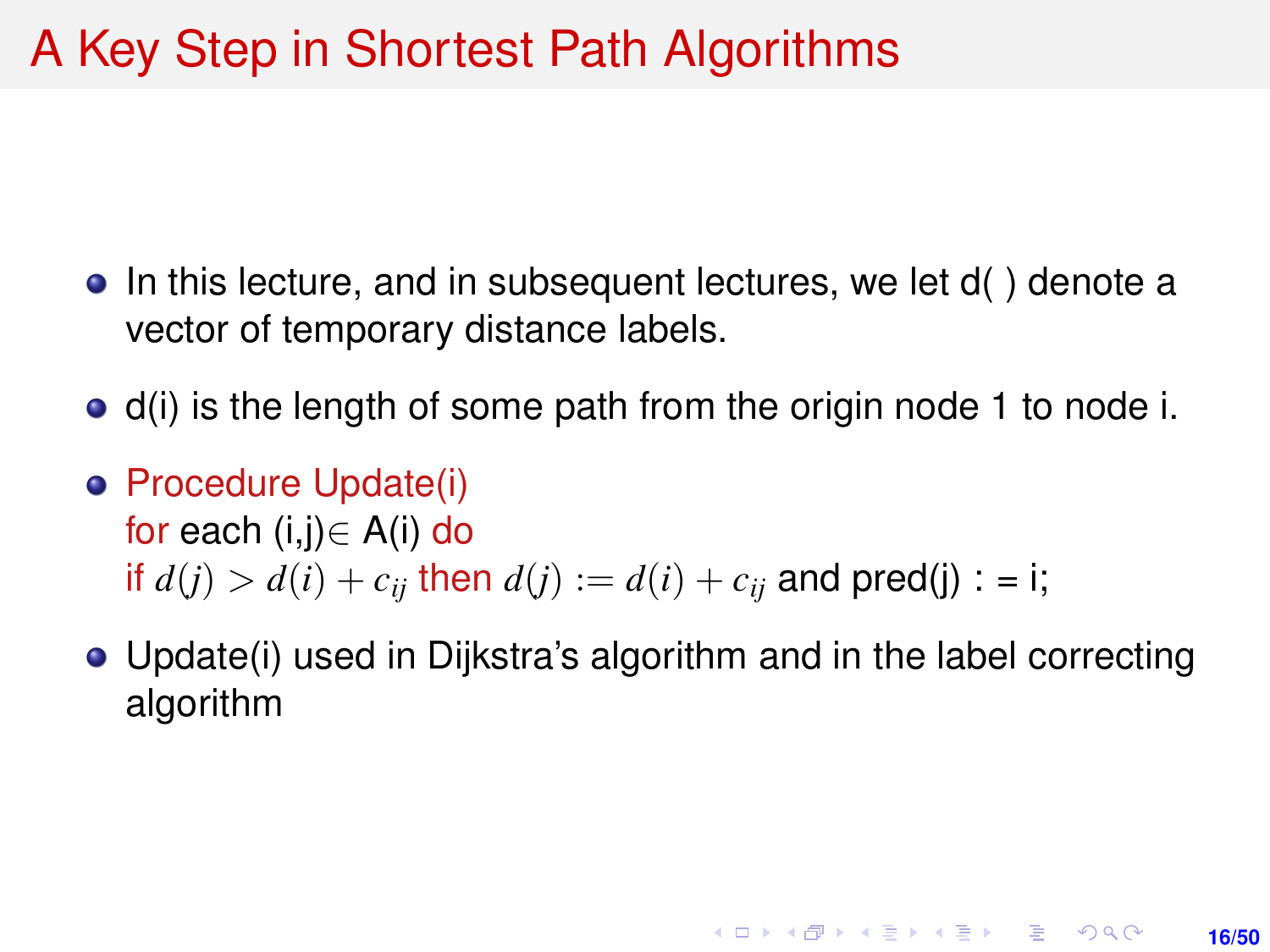# A Key Step in Shortest Path Algorithms

- In this lecture, and in subsequent lectures, we let d( ) denote a vector of temporary distance labels.
- d(i) is the length of some path from the origin node 1 to node i.
- Procedure Update(i)
  for each (i,j)$\in$ A(i) do
  if $d(j) > d(i) + c_{ij}$ then $d(j) := d(i) + c_{ij}$ and pred(j) : = i;
- Update(i) used in Dijkstra's algorithm and in the label correcting algorithm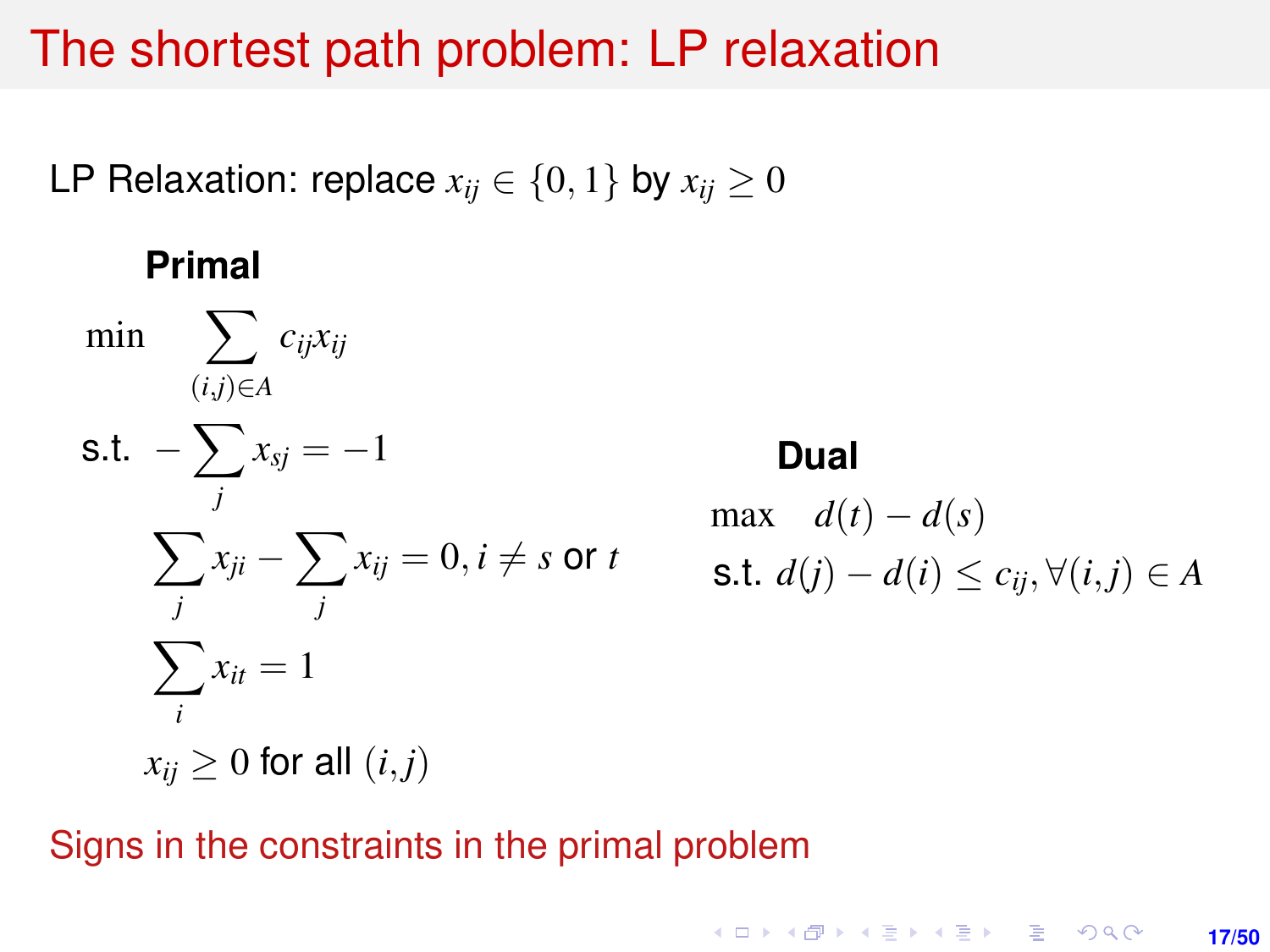# The shortest path problem: LP relaxation

LP Relaxation: replace $x_{ij} \in \{0, 1\}$ by $x_{ij} \geq 0$

**Primal**

$$
\begin{aligned}
\min \quad & \sum_{(i,j) \in A} c_{ij} x_{ij} \\
\text{s.t.} \quad & -\sum_{j} x_{sj} = -1 \\
& \sum_{j} x_{ji} - \sum_{j} x_{ij} = 0, i \neq s \text{ or } t \\
& \sum_{i} x_{it} = 1 \\
& x_{ij} \geq 0 \text{ for all } (i,j)
\end{aligned}
$$

**Dual**

$$
\begin{aligned}
\max \quad & d(t) - d(s) \\
\text{s.t.} \quad & d(j) - d(i) \leq c_{ij}, \forall (i,j) \in A
\end{aligned}
$$

Signs in the constraints in the primal problem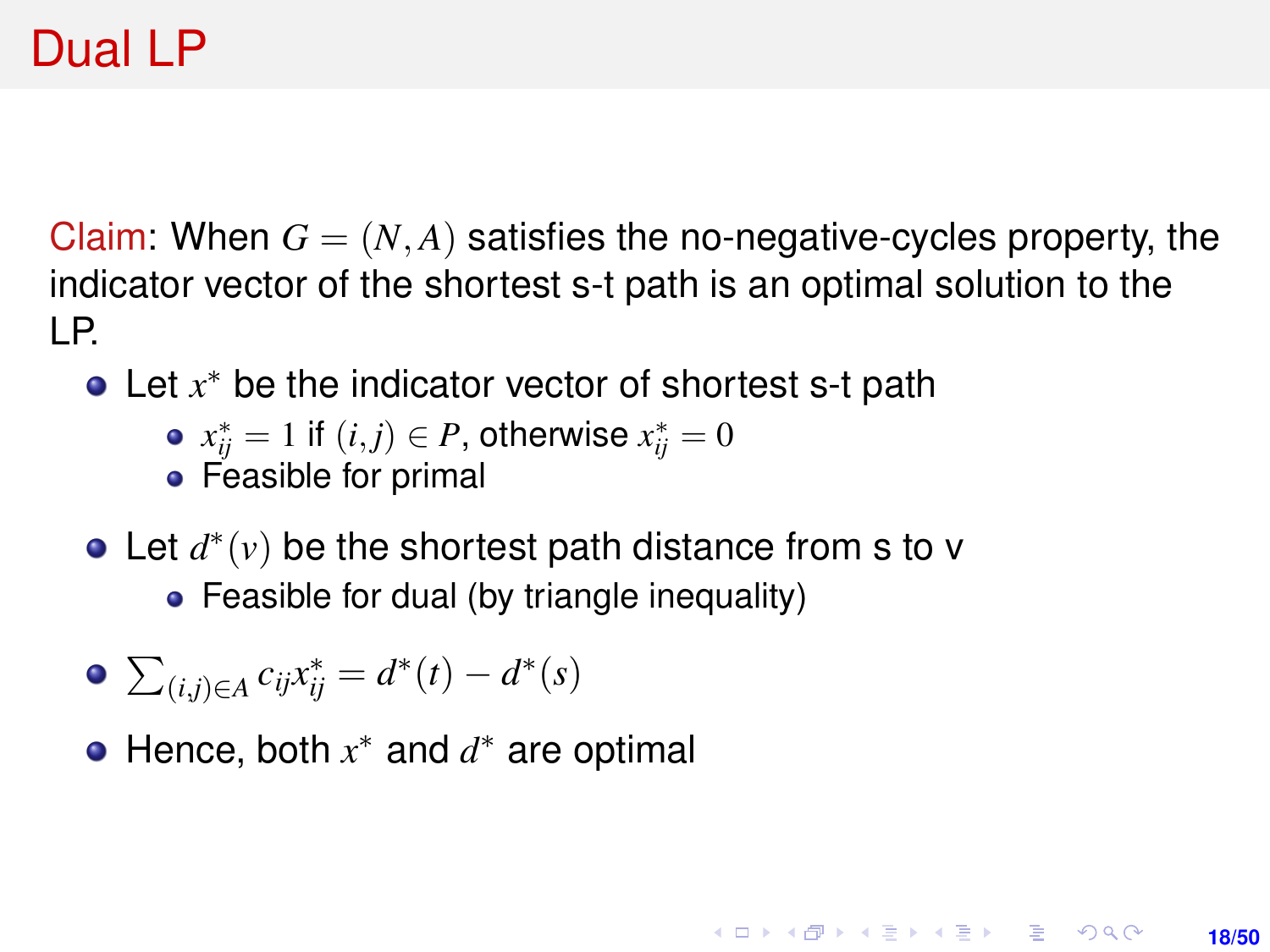# Dual LP

Claim: When $G = (N, A)$ satisfies the no-negative-cycles property, the indicator vector of the shortest s-t path is an optimal solution to the LP.

- Let $x^*$ be the indicator vector of shortest s-t path
  - $x^*_{ij} = 1$ if $(i, j) \in P$, otherwise $x^*_{ij} = 0$
  - Feasible for primal
- Let $d^*(v)$ be the shortest path distance from s to v
  - Feasible for dual (by triangle inequality)
- $\sum_{(i,j) \in A} c_{ij} x^*_{ij} = d^*(t) - d^*(s)$
- Hence, both $x^*$ and $d^*$ are optimal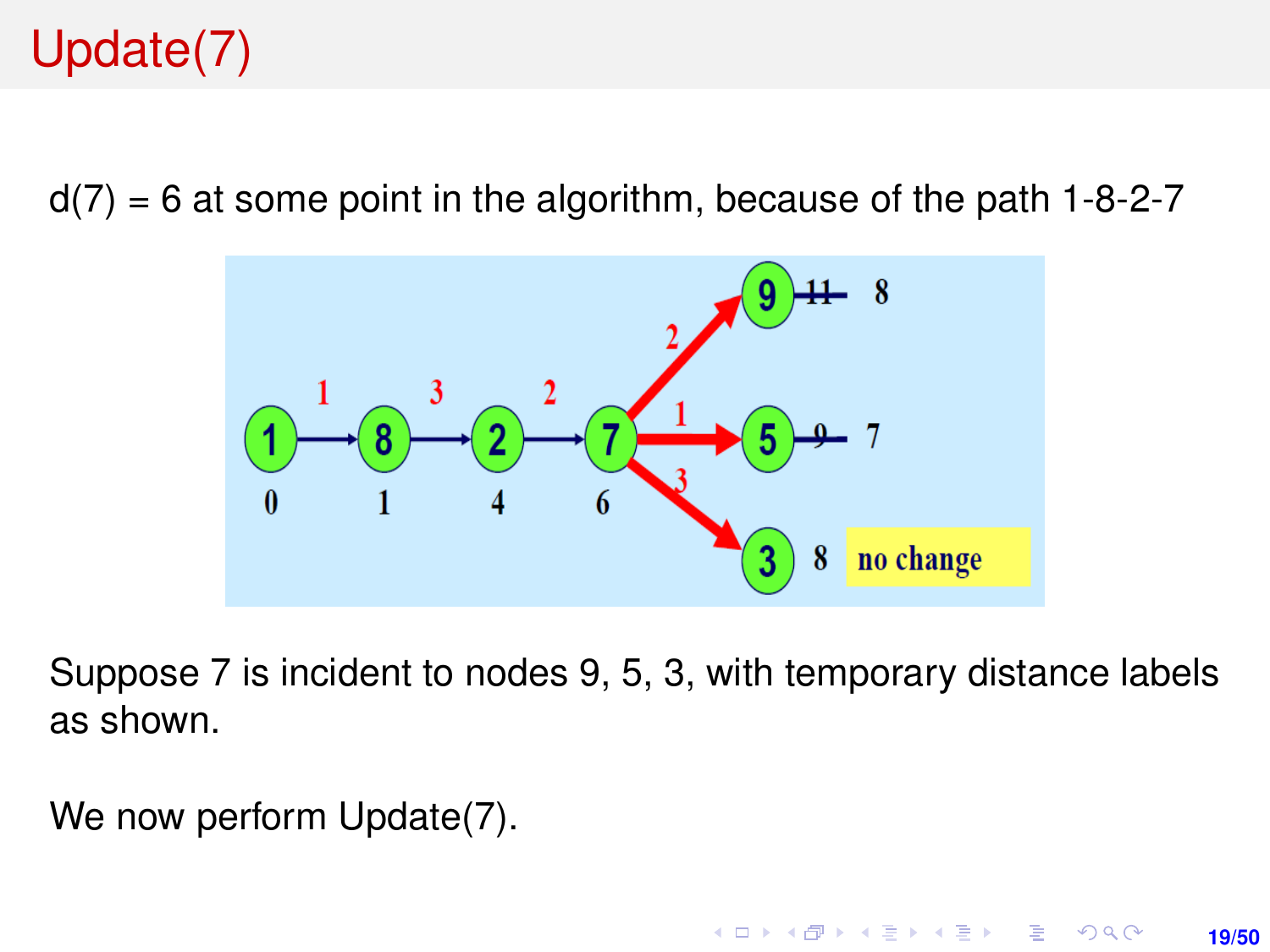# Update(7)

d(7) = 6 at some point in the algorithm, because of the path 1-8-2-7

Suppose 7 is incident to nodes 9, 5, 3, with temporary distance labels as shown.

We now perform Update(7).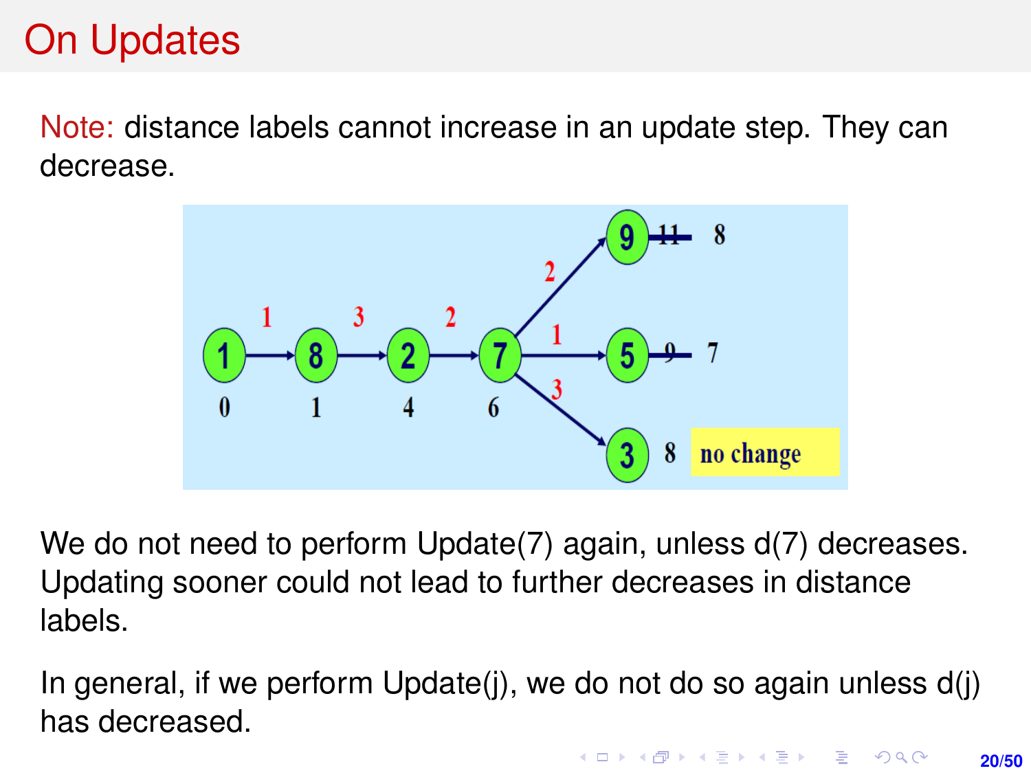# On Updates

Note: distance labels cannot increase in an update step. They can decrease.

We do not need to perform Update(7) again, unless d(7) decreases. Updating sooner could not lead to further decreases in distance labels.

In general, if we perform Update(j), we do not do so again unless d(j) has decreased.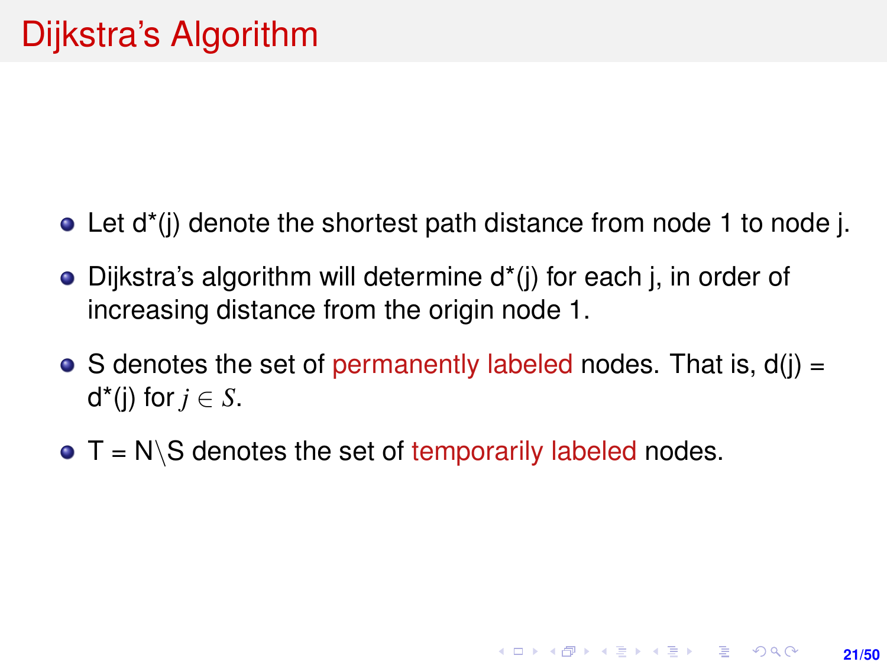# Dijkstra's Algorithm

- Let $d^*(j)$ denote the shortest path distance from node 1 to node j.
- Dijkstra's algorithm will determine $d^*(j)$ for each j, in order of increasing distance from the origin node 1.
- S denotes the set of permanently labeled nodes. That is, $d(j) = d^*(j)$ for $j \in S$.
- $T = N \setminus S$ denotes the set of temporarily labeled nodes.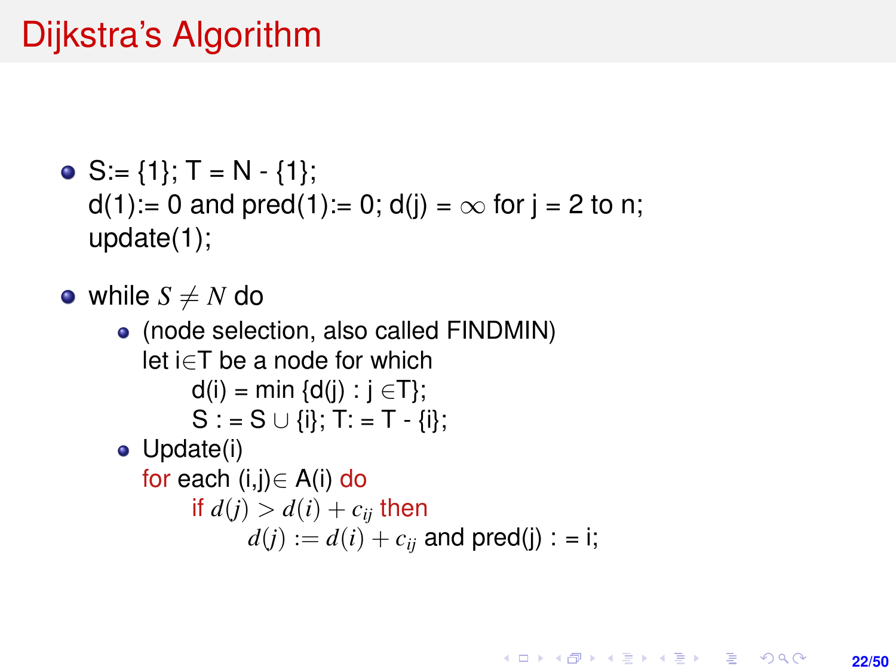# Dijkstra's Algorithm

- S:= {1}; T = N - {1};
  d(1):= 0 and pred(1):= 0; d(j) = $\infty$ for j = 2 to n;
  update(1);

- while $S \neq N$ do
  - (node selection, also called FINDMIN)
    let i$\in$T be a node for which
    
    d(i) = min {d(j) : j $\in$T};
    
    S : = S $\cup$ {i}; T: = T - {i};
  - Update(i)
    for each (i,j)$\in$ A(i) do
    
    if $d(j) > d(i) + c_{ij}$ then
    
    $d(j) := d(i) + c_{ij}$ and pred(j) : = i;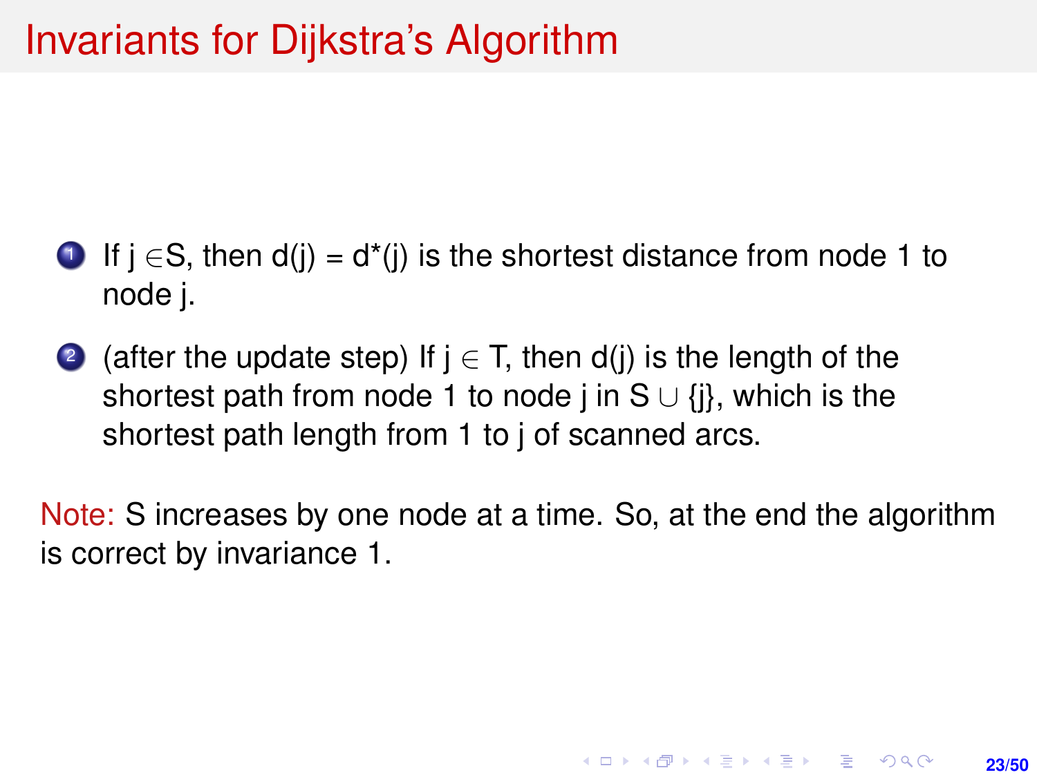# Invariants for Dijkstra's Algorithm

1. If $j \in S$, then $d(j) = d^*(j)$ is the shortest distance from node 1 to node j.
2. (after the update step) If $j \in T$, then $d(j)$ is the length of the shortest path from node 1 to node j in $S \cup \{j\}$, which is the shortest path length from 1 to j of scanned arcs.

Note: S increases by one node at a time. So, at the end the algorithm is correct by invariance 1.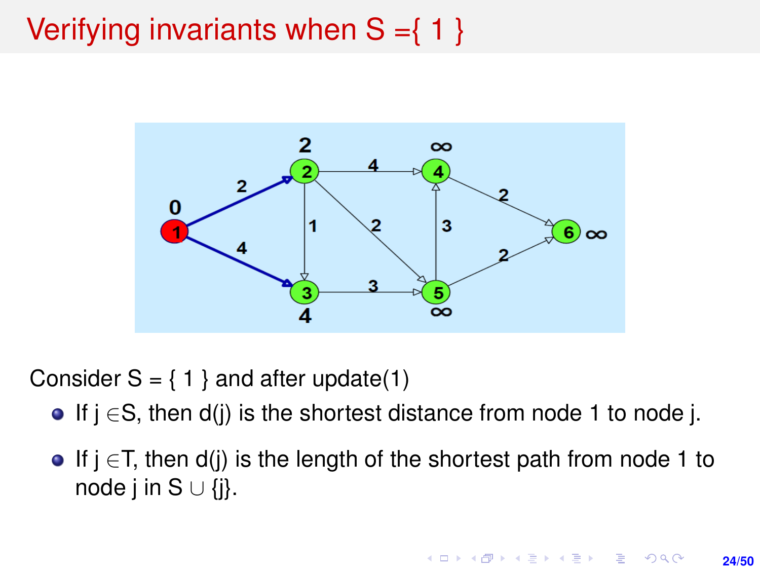# Verifying invariants when S ={ 1 }

Consider S = { 1 } and after update(1)

- If $j \in S$, then d(j) is the shortest distance from node 1 to node j.
- If $j \in T$, then d(j) is the length of the shortest path from node 1 to node j in $S \cup \{j\}$.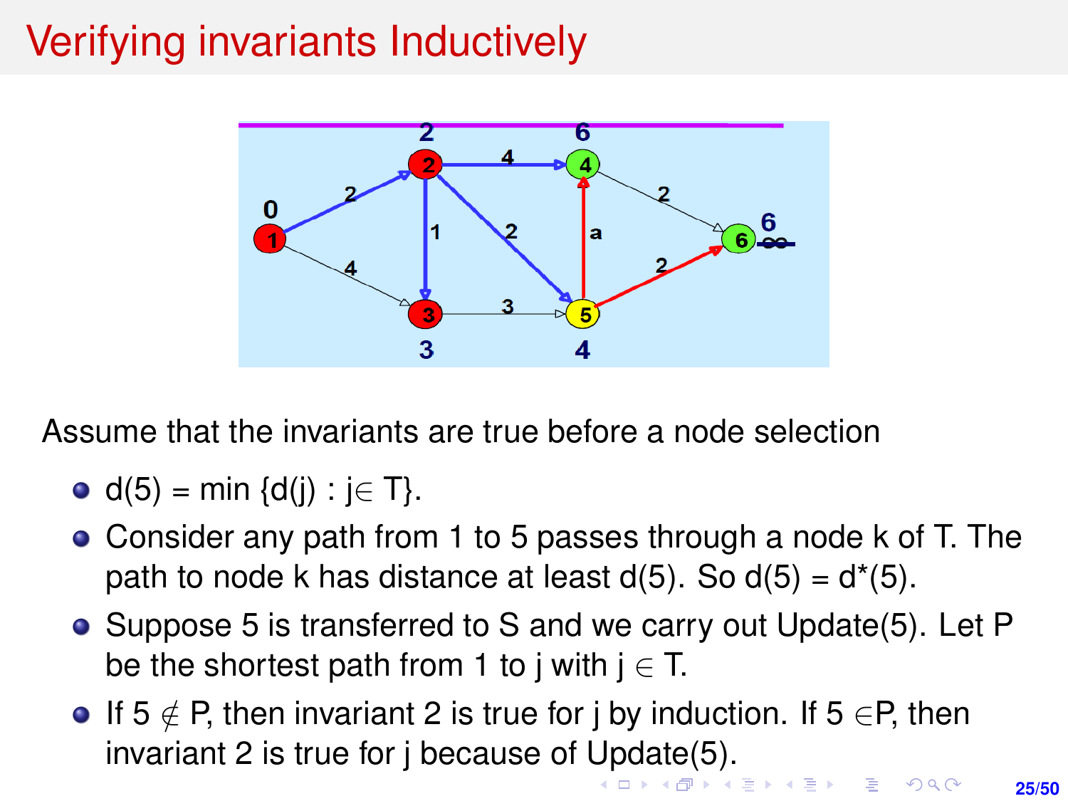# Verifying invariants Inductively

Assume that the invariants are true before a node selection

- d(5) = min {d(j) : j$\in$ T}.
- Consider any path from 1 to 5 passes through a node k of T. The path to node k has distance at least d(5). So d(5) = d*(5).
- Suppose 5 is transferred to S and we carry out Update(5). Let P be the shortest path from 1 to j with j $\in$ T.
- If 5 $\notin$ P, then invariant 2 is true for j by induction. If 5 $\in$P, then invariant 2 is true for j because of Update(5).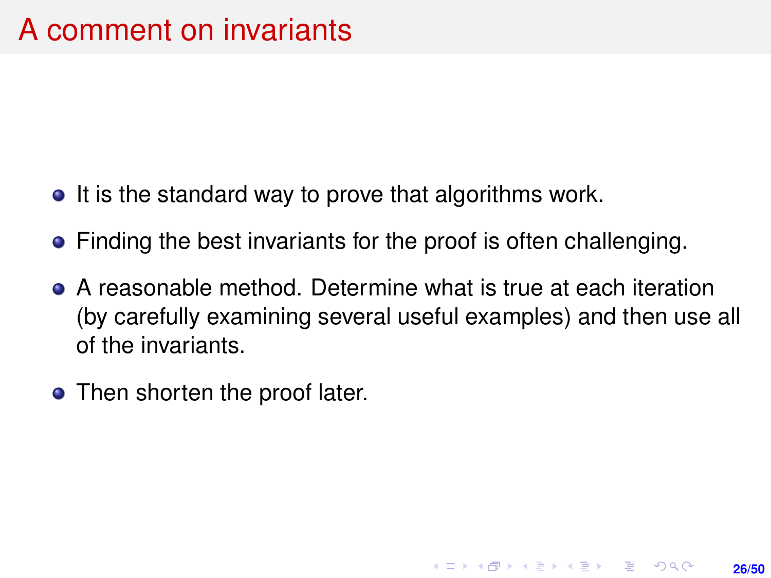# A comment on invariants

- It is the standard way to prove that algorithms work.
- Finding the best invariants for the proof is often challenging.
- A reasonable method. Determine what is true at each iteration (by carefully examining several useful examples) and then use all of the invariants.
- Then shorten the proof later.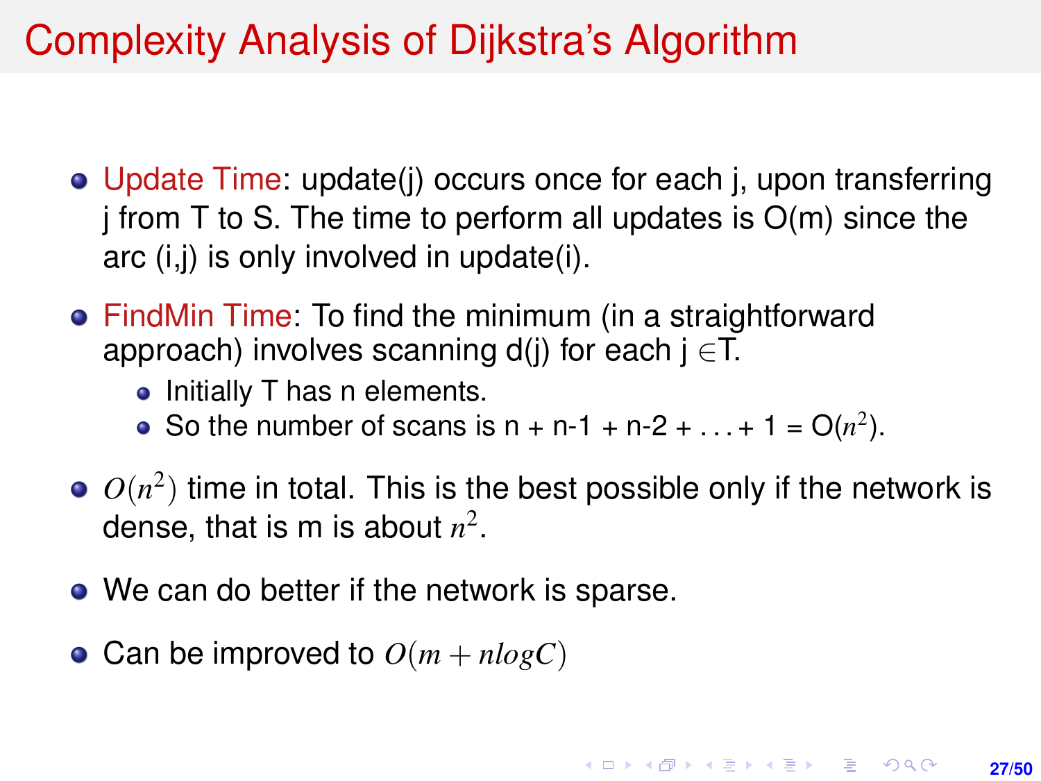# Complexity Analysis of Dijkstra's Algorithm

- Update Time: update(j) occurs once for each j, upon transferring j from T to S. The time to perform all updates is O(m) since the arc (i,j) is only involved in update(i).
- FindMin Time: To find the minimum (in a straightforward approach) involves scanning d(j) for each j $\in$T.
  - Initially T has n elements.
  - So the number of scans is n + n-1 + n-2 + . . . + 1 = O($n^2$).
- $O(n^2)$ time in total. This is the best possible only if the network is dense, that is m is about $n^2$.
- We can do better if the network is sparse.
- Can be improved to $O(m + nlogC)$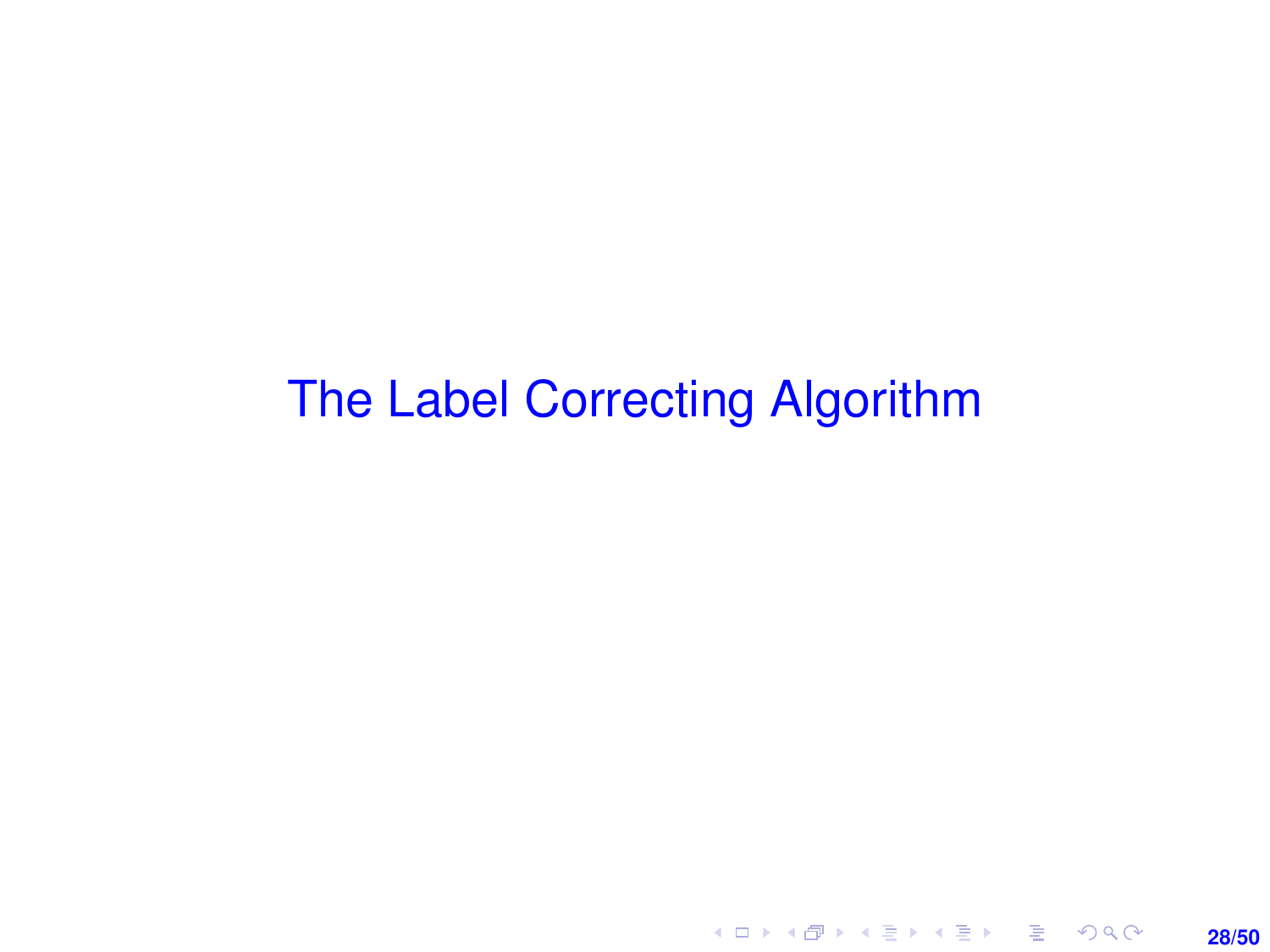# The Label Correcting Algorithm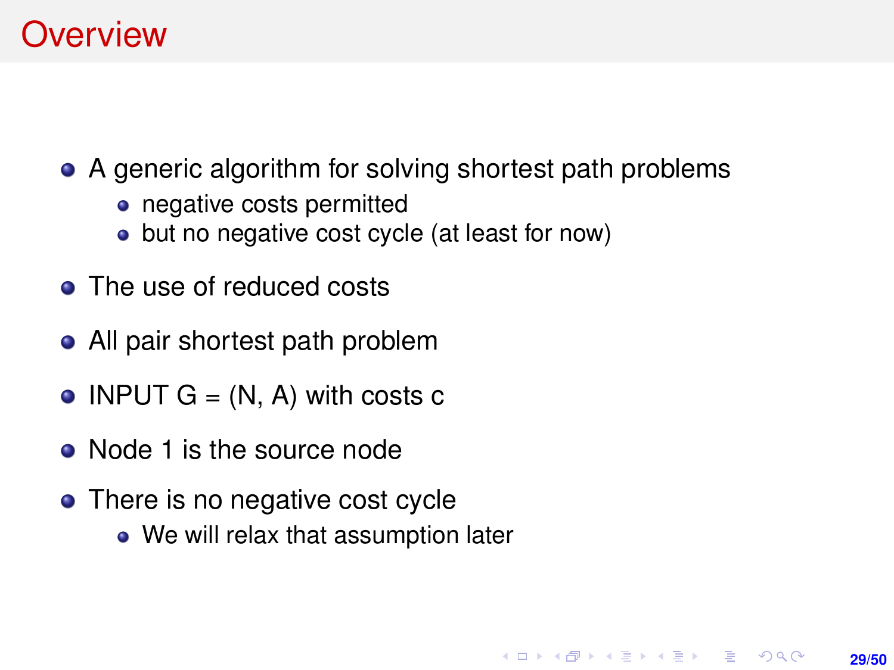# Overview

- A generic algorithm for solving shortest path problems
  - negative costs permitted
  - but no negative cost cycle (at least for now)
- The use of reduced costs
- All pair shortest path problem
- INPUT G = (N, A) with costs c
- Node 1 is the source node
- There is no negative cost cycle
  - We will relax that assumption later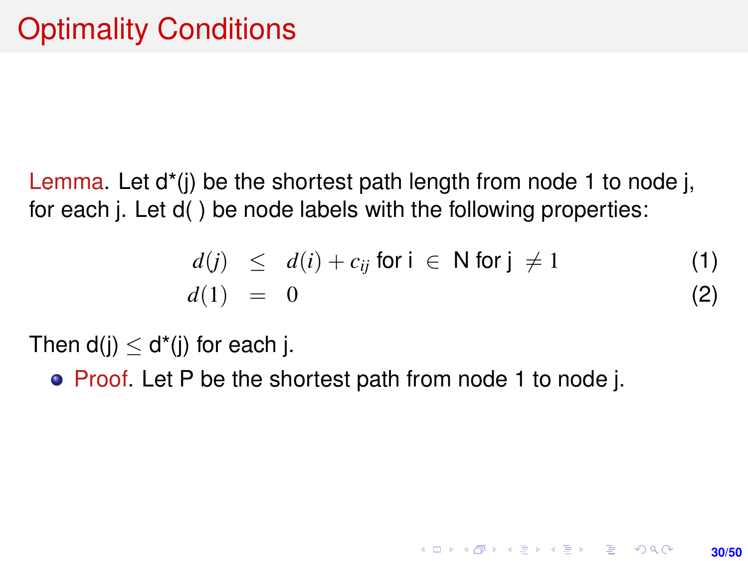# Optimality Conditions

Lemma. Let d*(j) be the shortest path length from node 1 to node j, for each j. Let d( ) be node labels with the following properties:

$$d(j) \leq d(i) + c_{ij} \text{ for i } \in \text{ N for j } \neq 1 \quad (1)$$

$$d(1) = 0 \quad (2)$$

Then d(j) $\leq$ d*(j) for each j.

- Proof. Let P be the shortest path from node 1 to node j.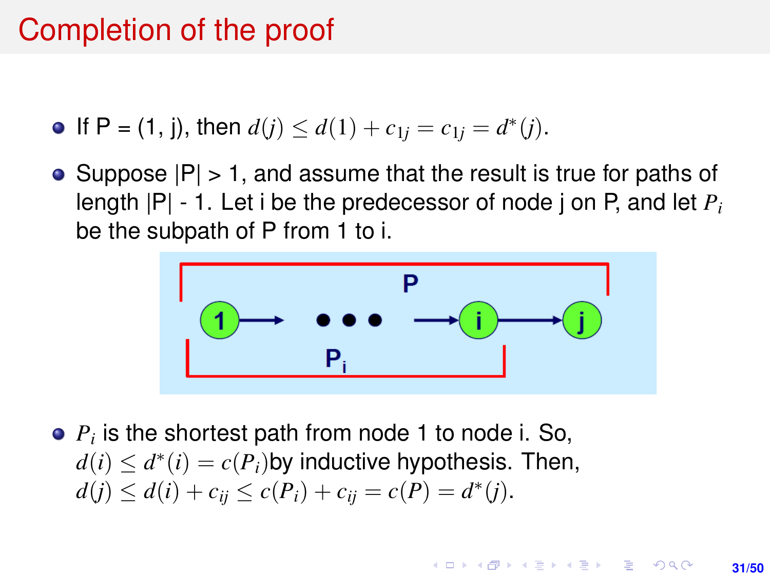# Completion of the proof

- If P = (1, j), then $d(j) \leq d(1) + c_{1j} = c_{1j} = d^*(j)$.
- Suppose |P| > 1, and assume that the result is true for paths of length |P| - 1. Let i be the predecessor of node j on P, and let $P_i$ be the subpath of P from 1 to i.
- $P_i$ is the shortest path from node 1 to node i. So, $d(i) \leq d^*(i) = c(P_i)$by inductive hypothesis. Then, $d(j) \leq d(i) + c_{ij} \leq c(P_i) + c_{ij} = c(P) = d^*(j)$.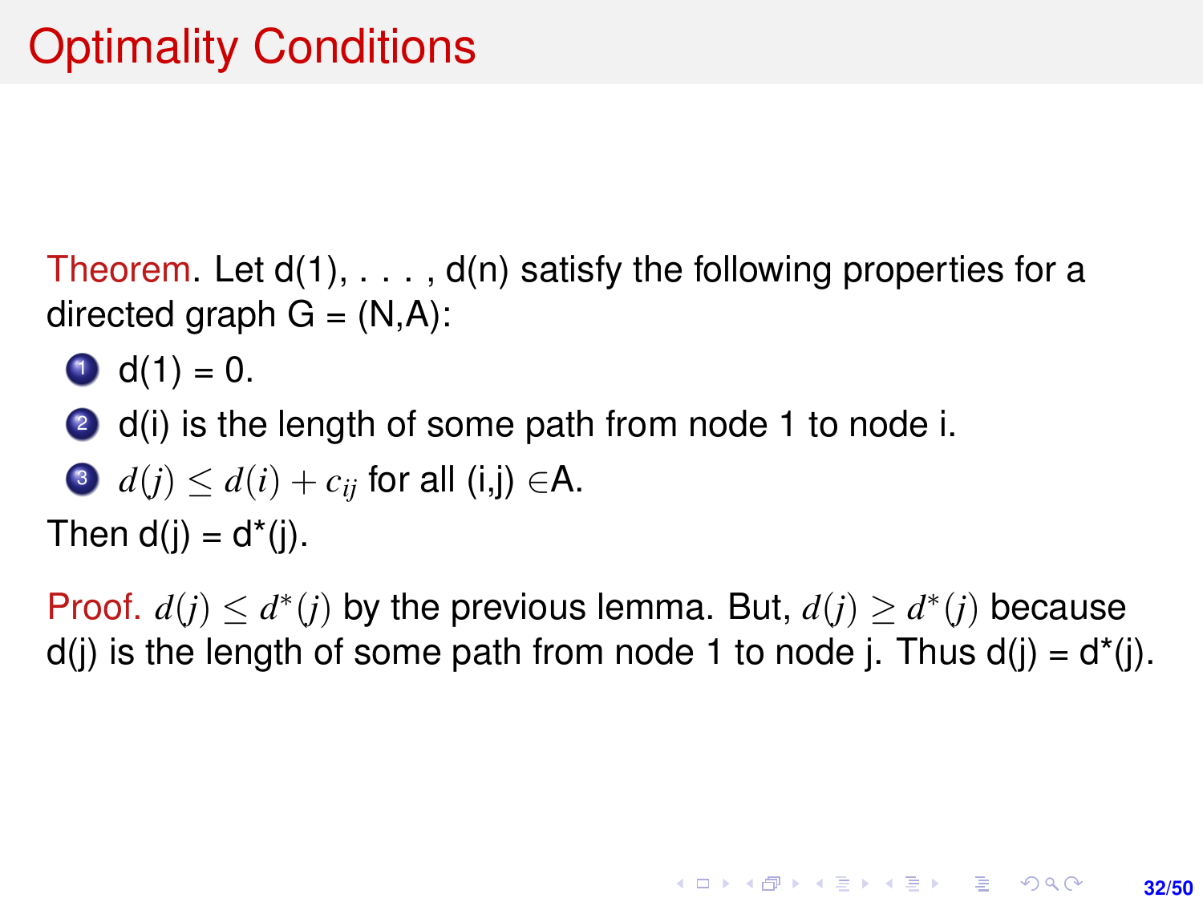# Optimality Conditions

Theorem. Let d(1), . . . , d(n) satisfy the following properties for a directed graph G = (N,A):

1. d(1) = 0.
2. d(i) is the length of some path from node 1 to node i.
3. $d(j) \leq d(i) + c_{ij}$ for all (i,j) $\in$A.

Then d(j) = d*(j).

Proof. $d(j) \leq d^*(j)$ by the previous lemma. But, $d(j) \geq d^*(j)$ because d(j) is the length of some path from node 1 to node j. Thus d(j) = d*(j).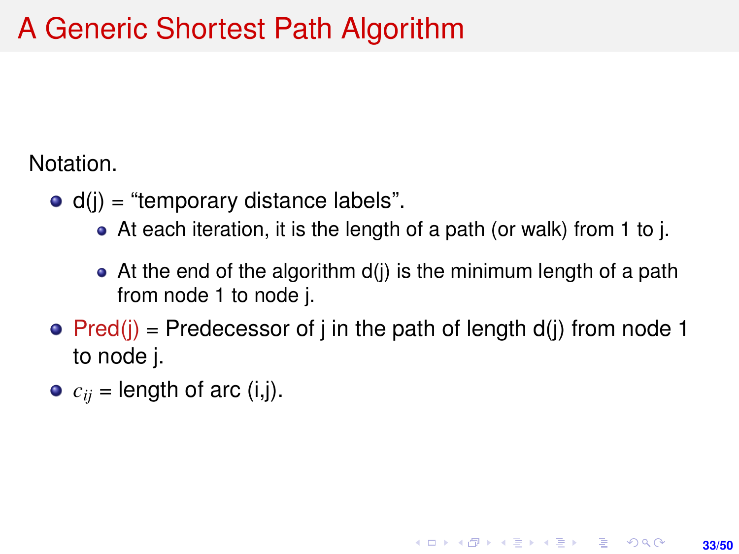# A Generic Shortest Path Algorithm

Notation.

- d(j) = “temporary distance labels”.
  - At each iteration, it is the length of a path (or walk) from 1 to j.
  - At the end of the algorithm d(j) is the minimum length of a path from node 1 to node j.
- Pred(j) = Predecessor of j in the path of length d(j) from node 1 to node j.
- $c_{ij}$ = length of arc (i,j).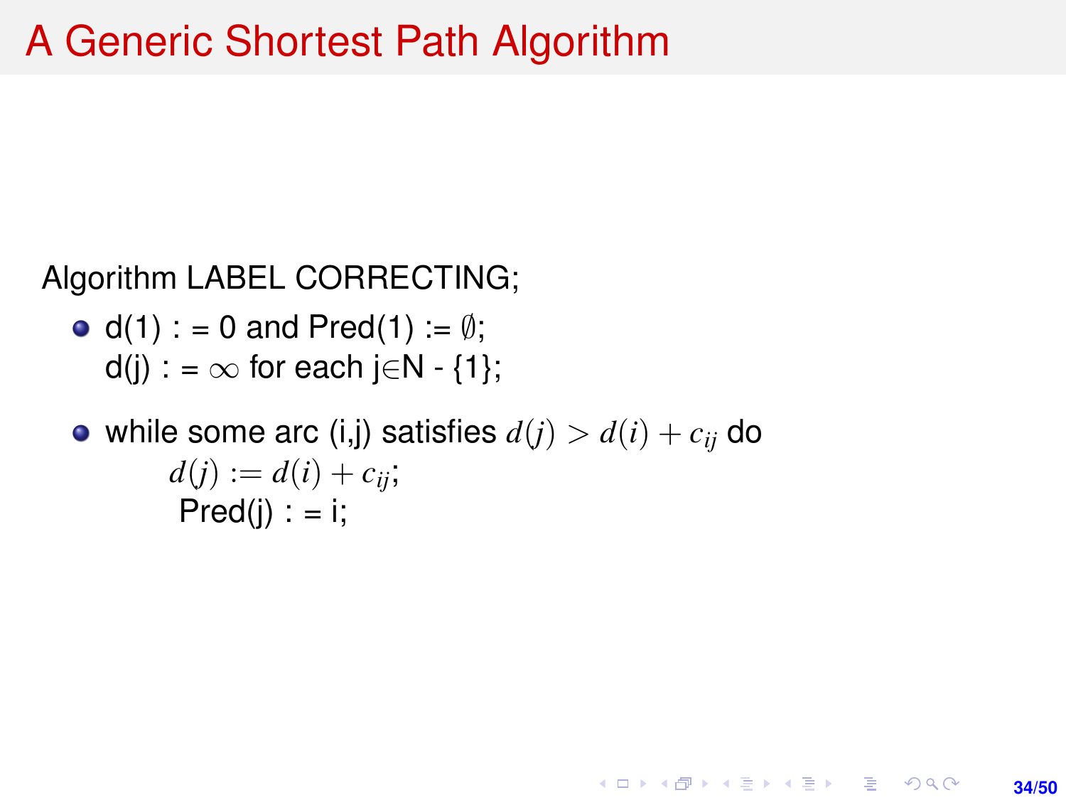# A Generic Shortest Path Algorithm

Algorithm LABEL CORRECTING;

- d(1) : = 0 and Pred(1) := $\emptyset$;
  d(j) : = $\infty$ for each j$\in$N - {1};
- while some arc (i,j) satisfies $d(j) > d(i) + c_{ij}$ do
  $d(j) := d(i) + c_{ij}$;
  Pred(j) : = i;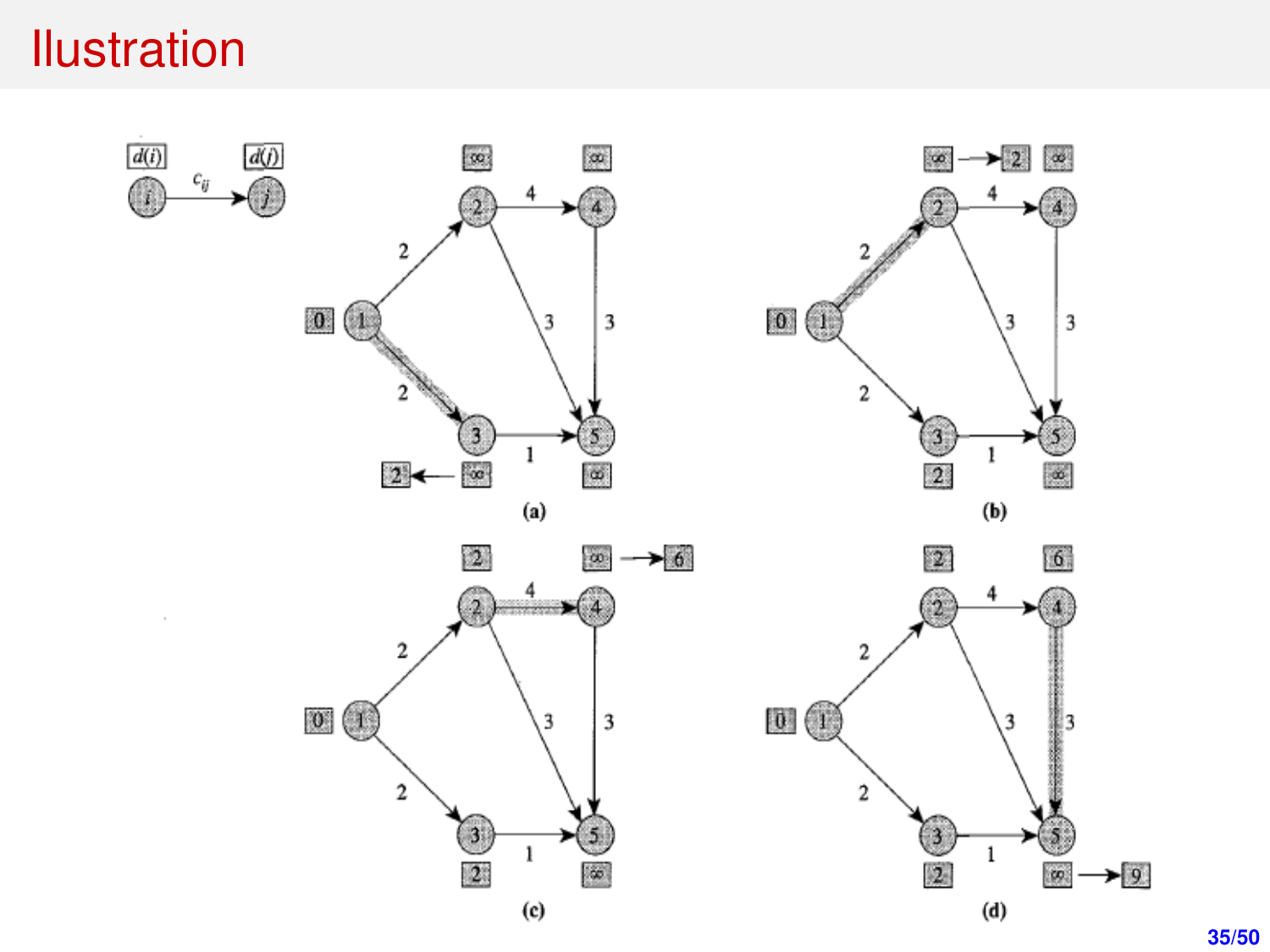# Ilustration

(a)

(b)

(c)

(d)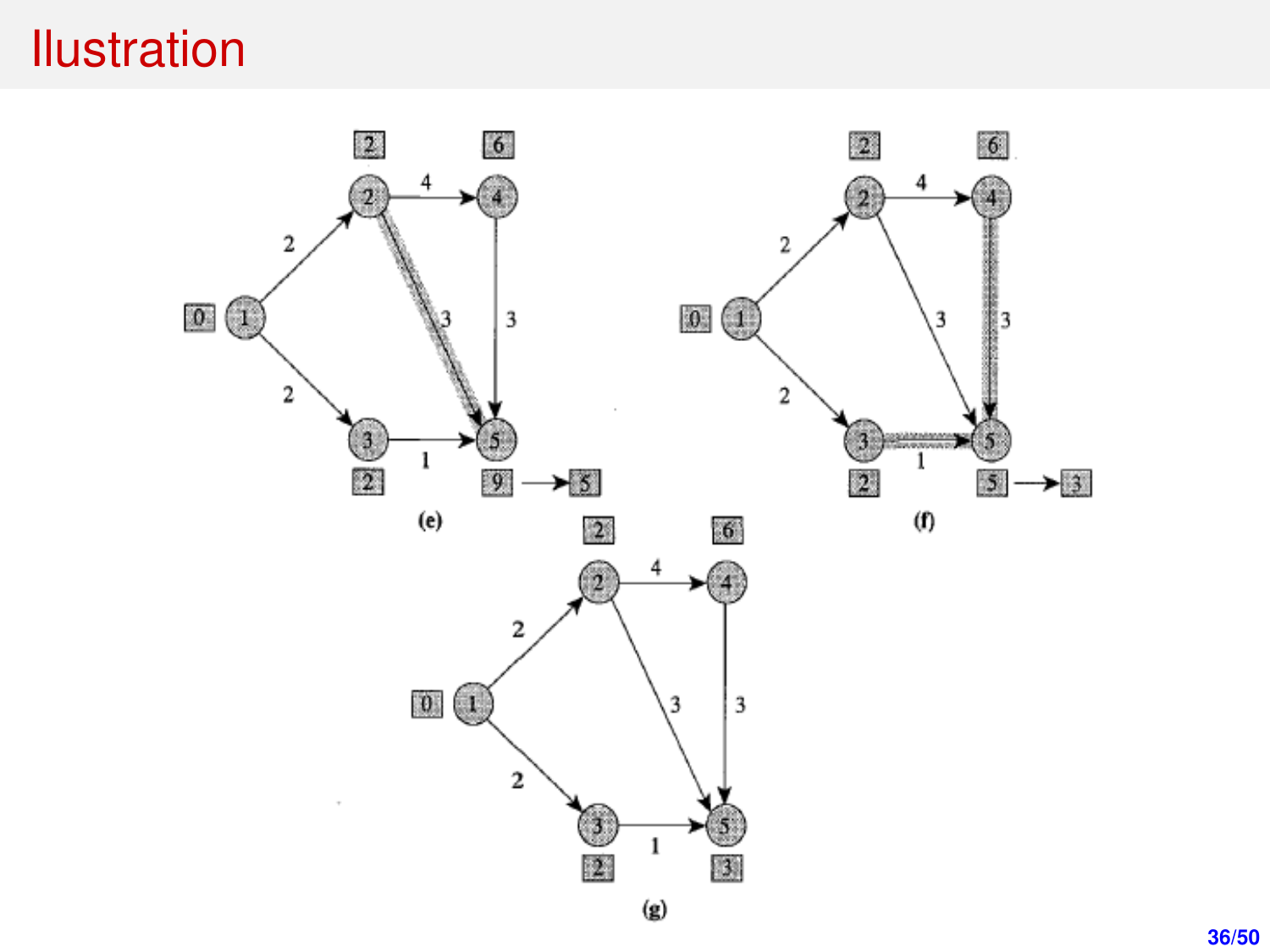# Ilustration

(e)

(f)

(g)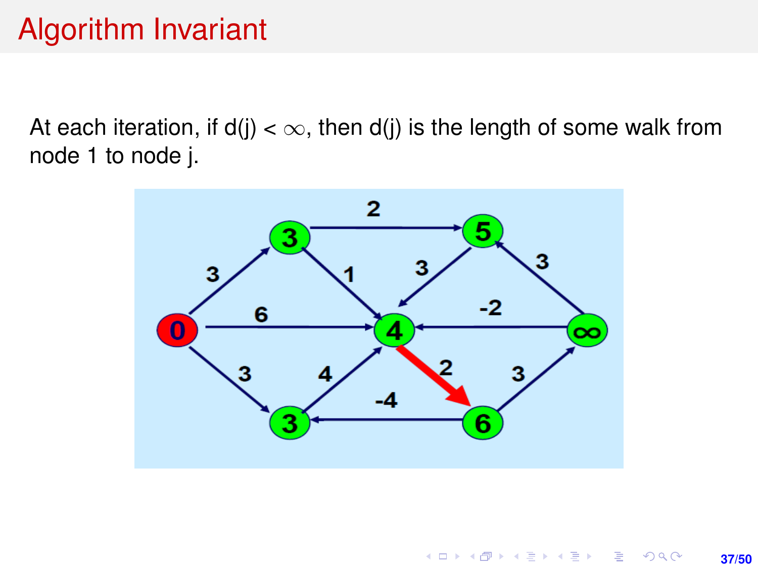# Algorithm Invariant

At each iteration, if d(j) < $\infty$, then d(j) is the length of some walk from node 1 to node j.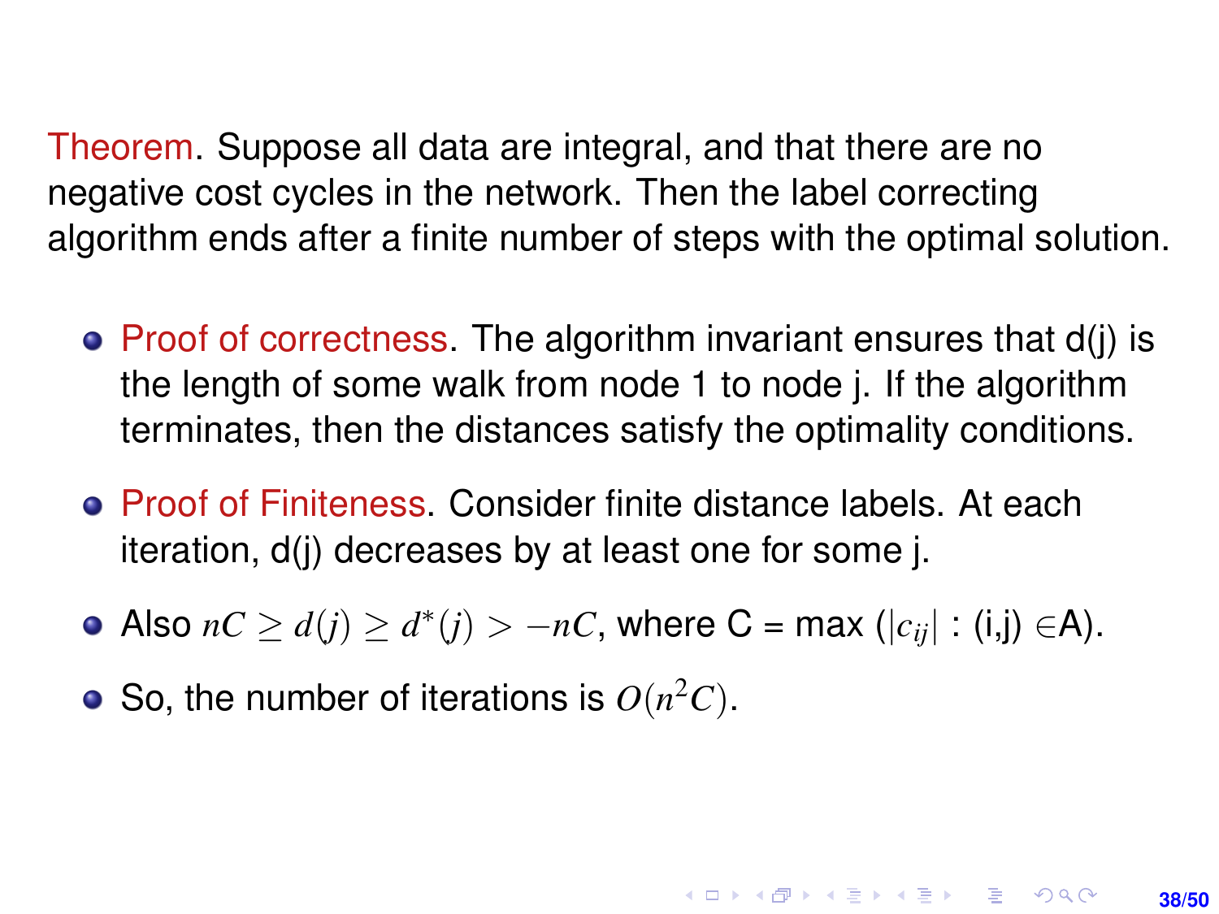Theorem. Suppose all data are integral, and that there are no negative cost cycles in the network. Then the label correcting algorithm ends after a finite number of steps with the optimal solution.

- Proof of correctness. The algorithm invariant ensures that d(j) is the length of some walk from node 1 to node j. If the algorithm terminates, then the distances satisfy the optimality conditions.
- Proof of Finiteness. Consider finite distance labels. At each iteration, d(j) decreases by at least one for some j.
- Also $nC \geq d(j) \geq d^*(j) > -nC$, where C = max ($|c_{ij}|$ : (i,j) $\in$A).
- So, the number of iterations is $O(n^2C)$.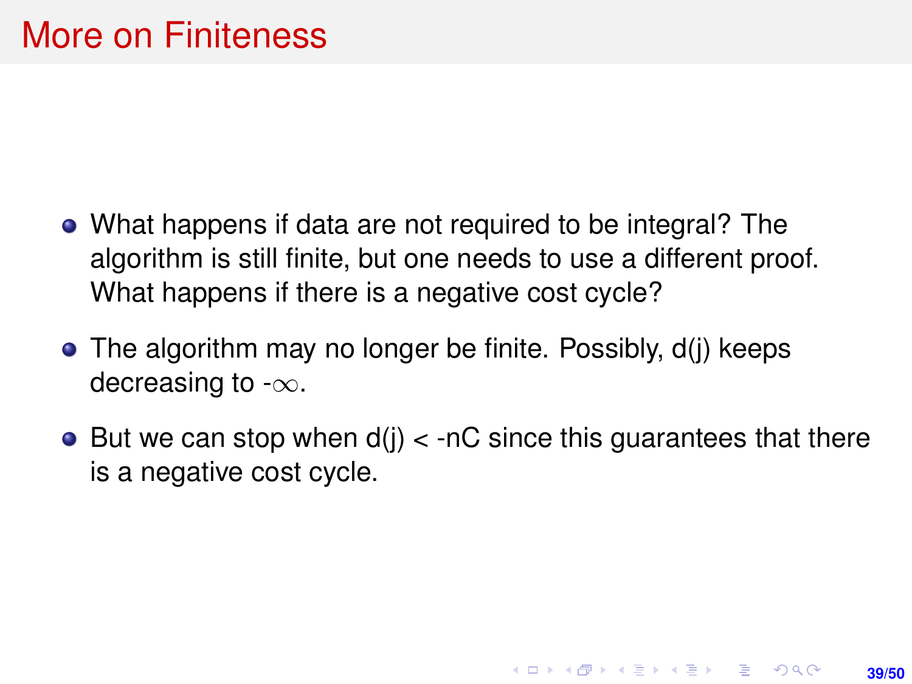# More on Finiteness

- What happens if data are not required to be integral? The algorithm is still finite, but one needs to use a different proof. What happens if there is a negative cost cycle?
- The algorithm may no longer be finite. Possibly, $d(j)$ keeps decreasing to $-\infty$.
- But we can stop when $d(j) < -nC$ since this guarantees that there is a negative cost cycle.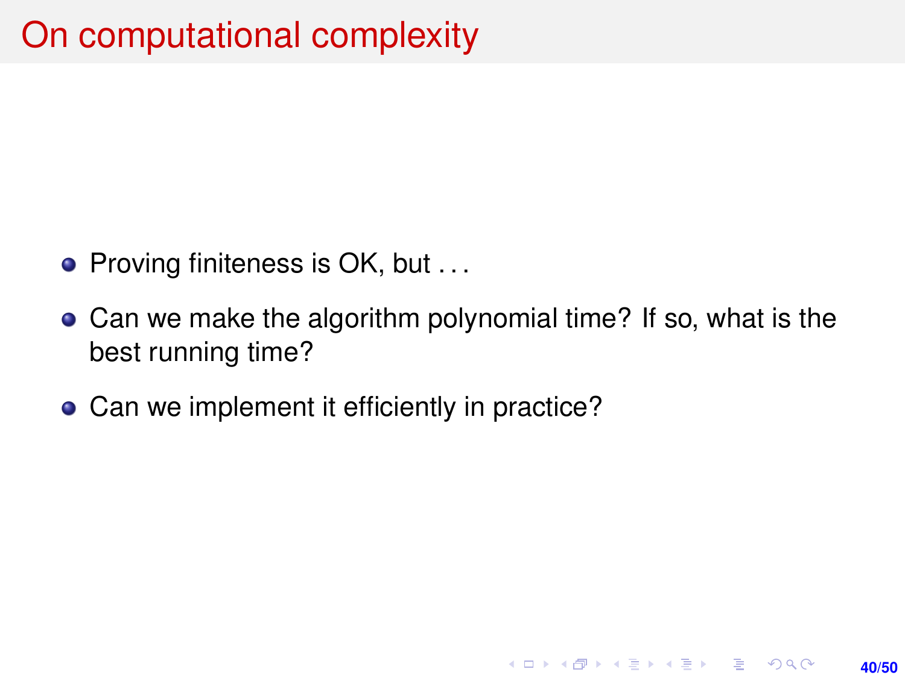# On computational complexity

- Proving finiteness is OK, but . . .
- Can we make the algorithm polynomial time? If so, what is the best running time?
- Can we implement it efficiently in practice?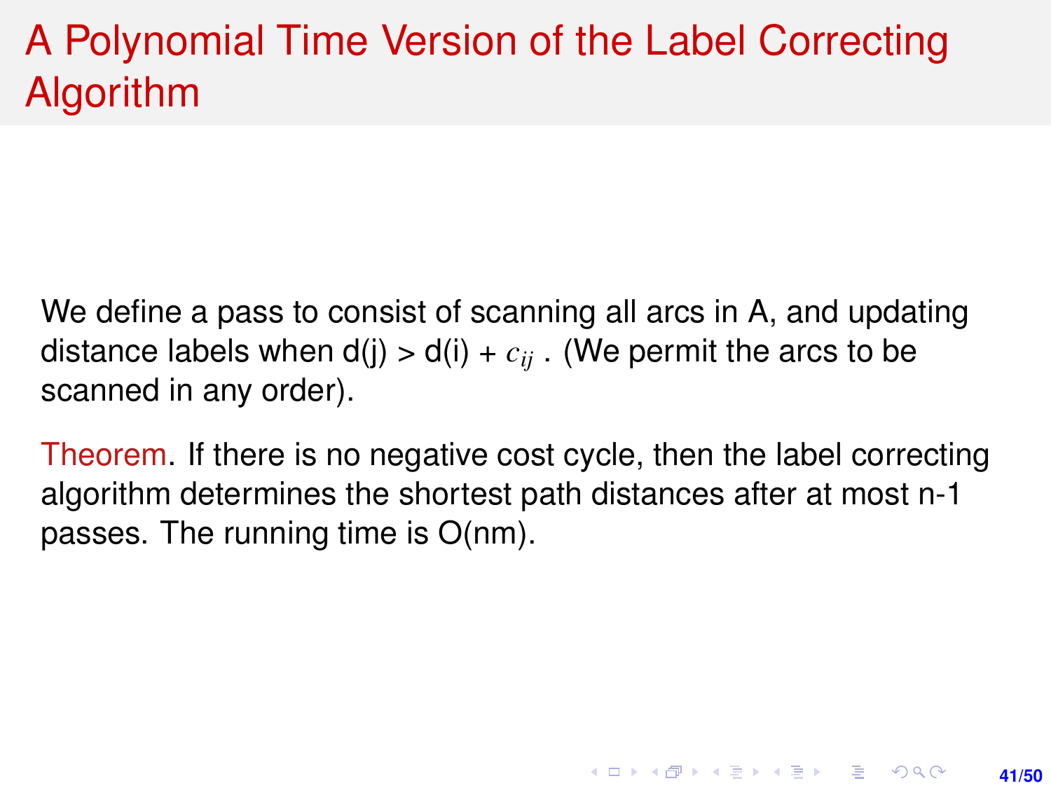# A Polynomial Time Version of the Label Correcting Algorithm

We define a pass to consist of scanning all arcs in A, and updating distance labels when d(j) > d(i) + $c_{ij}$ . (We permit the arcs to be scanned in any order).

Theorem. If there is no negative cost cycle, then the label correcting algorithm determines the shortest path distances after at most n-1 passes. The running time is O(nm).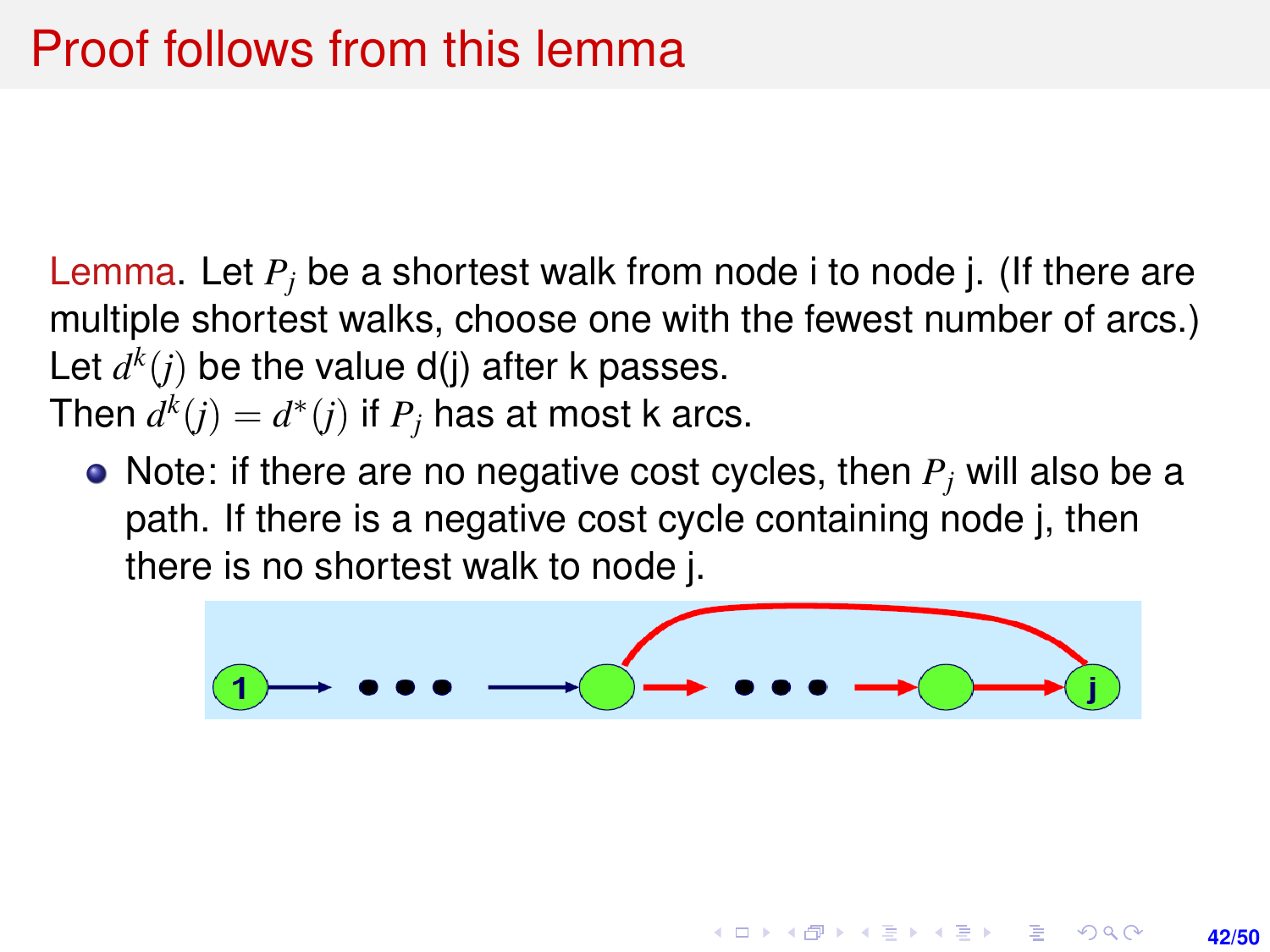# Proof follows from this lemma

Lemma. Let $P_j$ be a shortest walk from node i to node j. (If there are multiple shortest walks, choose one with the fewest number of arcs.) Let $d^k(j)$ be the value d(j) after k passes.
Then $d^k(j) = d^*(j)$ if $P_j$ has at most k arcs.

- Note: if there are no negative cost cycles, then $P_j$ will also be a path. If there is a negative cost cycle containing node j, then there is no shortest walk to node j.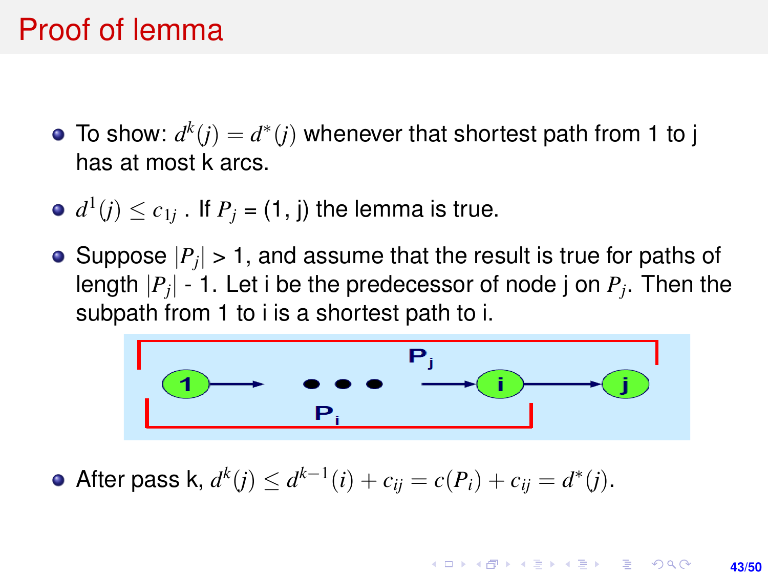# Proof of lemma

- To show: $d^k(j) = d^*(j)$ whenever that shortest path from 1 to j has at most k arcs.
- $d^1(j) \leq c_{1j}$ . If $P_j$ = (1, j) the lemma is true.
- Suppose $|P_j|$ > 1, and assume that the result is true for paths of length $|P_j|$ - 1. Let i be the predecessor of node j on $P_j$. Then the subpath from 1 to i is a shortest path to i.
- After pass k, $d^k(j) \leq d^{k-1}(i) + c_{ij} = c(P_i) + c_{ij} = d^*(j)$.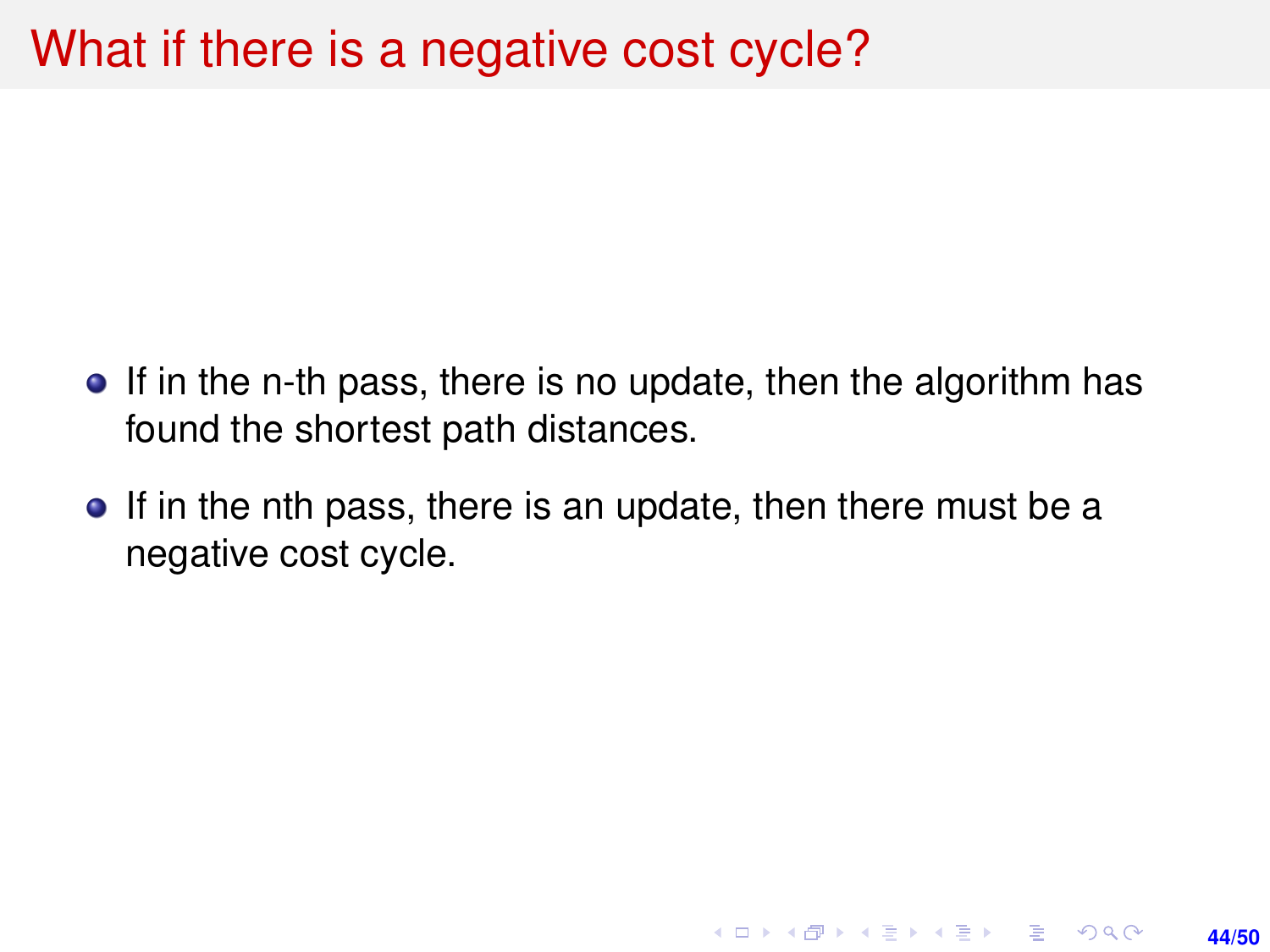# What if there is a negative cost cycle?

- If in the n-th pass, there is no update, then the algorithm has found the shortest path distances.
- If in the nth pass, there is an update, then there must be a negative cost cycle.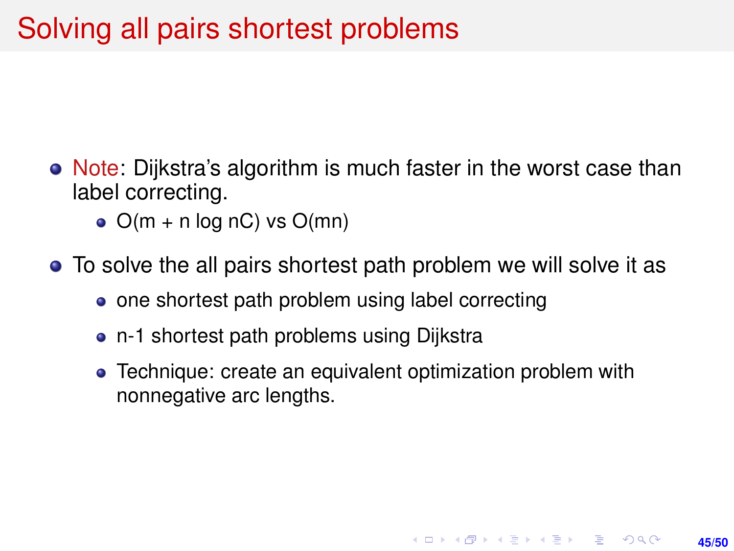# Solving all pairs shortest problems

- Note: Dijkstra's algorithm is much faster in the worst case than label correcting.
  - $O(m + n \log nC)$ vs $O(mn)$
- To solve the all pairs shortest path problem we will solve it as
  - one shortest path problem using label correcting
  - n-1 shortest path problems using Dijkstra
  - Technique: create an equivalent optimization problem with nonnegative arc lengths.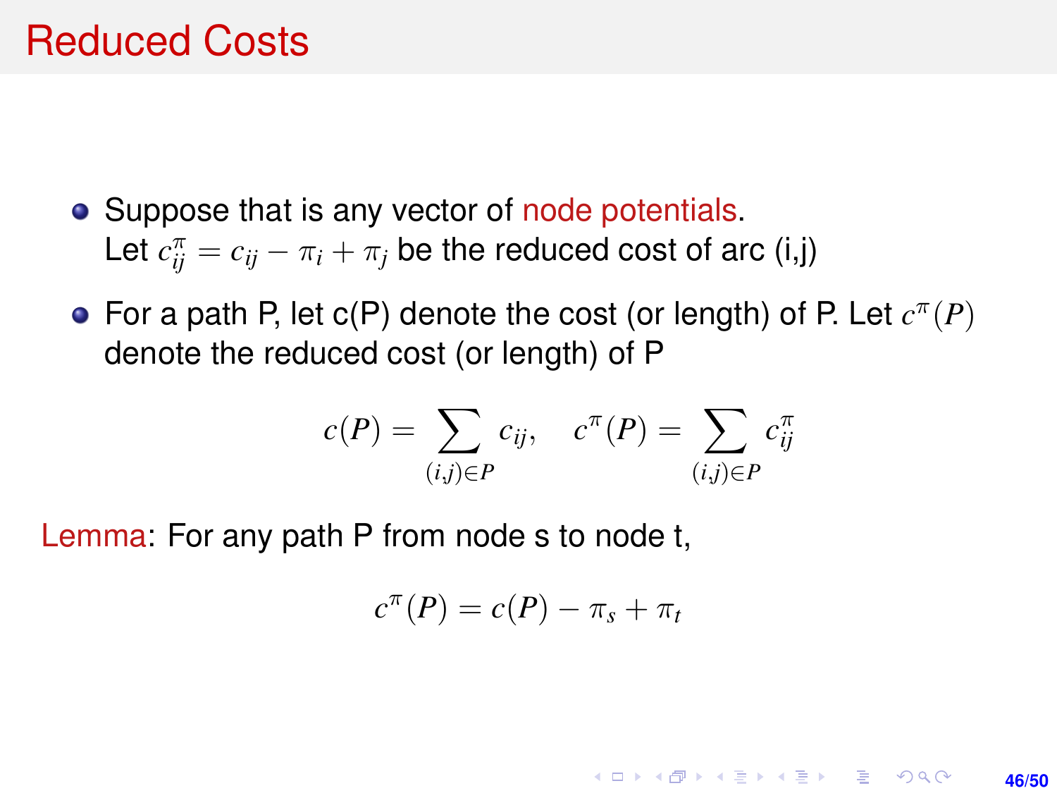# Reduced Costs

- Suppose that is any vector of node potentials.
  Let $c^{\pi}_{ij} = c_{ij} - \pi_i + \pi_j$ be the reduced cost of arc (i,j)
- For a path P, let c(P) denote the cost (or length) of P. Let $c^{\pi}(P)$ denote the reduced cost (or length) of P

$$c(P) = \sum_{(i,j) \in P} c_{ij}, \quad c^{\pi}(P) = \sum_{(i,j) \in P} c^{\pi}_{ij}$$

Lemma: For any path P from node s to node t,

$$c^{\pi}(P) = c(P) - \pi_s + \pi_t$$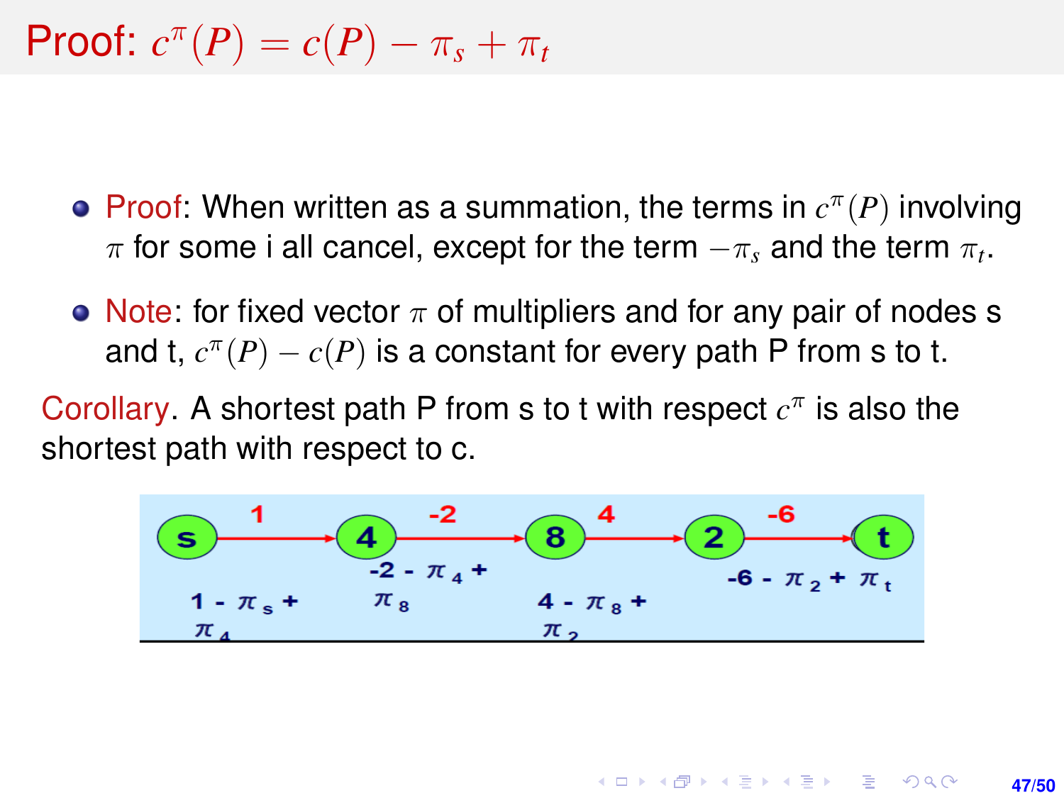# Proof: $c^\pi(P) = c(P) - \pi_s + \pi_t$

- Proof: When written as a summation, the terms in $c^\pi(P)$ involving $\pi$ for some i all cancel, except for the term $-\pi_s$ and the term $\pi_t$.
- Note: for fixed vector $\pi$ of multipliers and for any pair of nodes s and t, $c^\pi(P) - c(P)$ is a constant for every path P from s to t.

Corollary. A shortest path P from s to t with respect $c^\pi$ is also the shortest path with respect to c.

s →(1) 4 →(-2) 8 →(4) 2 →(-6) t

$1 - \pi_s + \pi_4$ $\quad$ $-2 - \pi_4 + \pi_8$ $\quad$ $4 - \pi_8 + \pi_2$ $\quad$ $-6 - \pi_2 + \pi_t$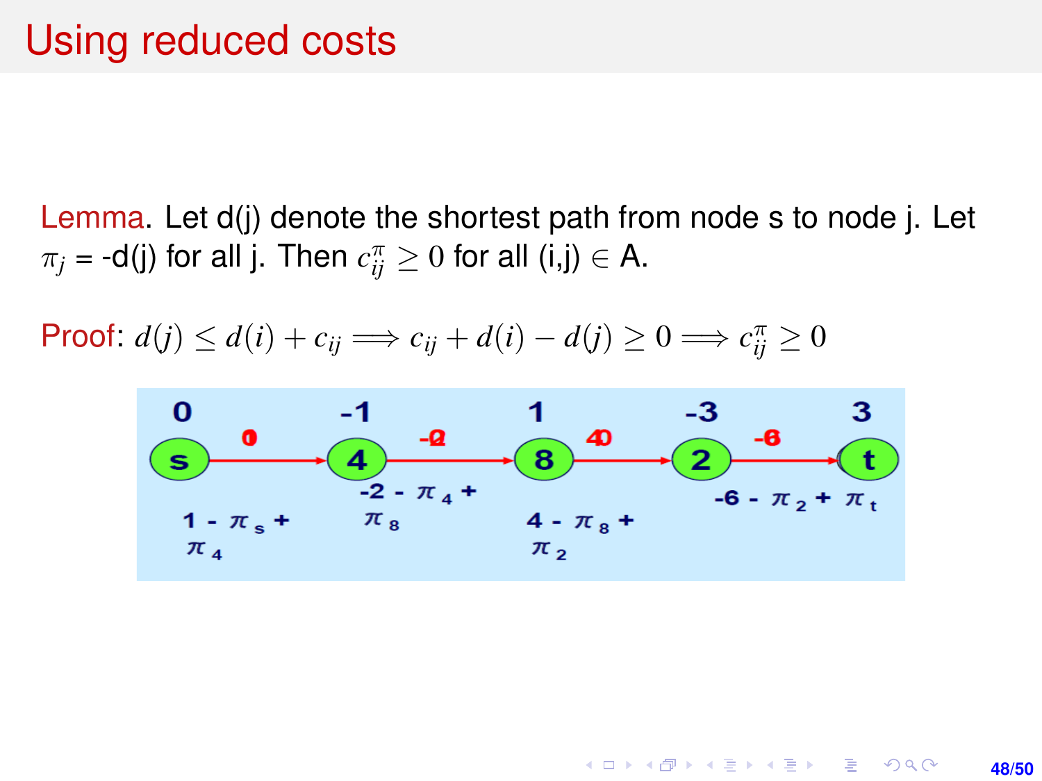# Using reduced costs

Lemma. Let d(j) denote the shortest path from node s to node j. Let $\pi_j$ = -d(j) for all j. Then $c_{ij}^{\pi} \geq 0$ for all (i,j) $\in$ A.

Proof: $d(j) \leq d(i) + c_{ij} \Longrightarrow c_{ij} + d(i) - d(j) \geq 0 \Longrightarrow c_{ij}^{\pi} \geq 0$

| Node | s | 4 | 8 | 2 | t |
|---|---|---|---|---|---|
| Label | 0 | -1 | 1 | -3 | 3 |

| Arc | (s,4) | (4,8) | (8,2) | (2,t) |
|---|---|---|---|---|
| Reduced cost | $1 - \pi_s + \pi_4$ | $-2 - \pi_4 + \pi_8$ | $4 - \pi_8 + \pi_2$ | $-6 - \pi_2 + \pi_t$ |
| Value | 0 | -2 | 40 | -6 |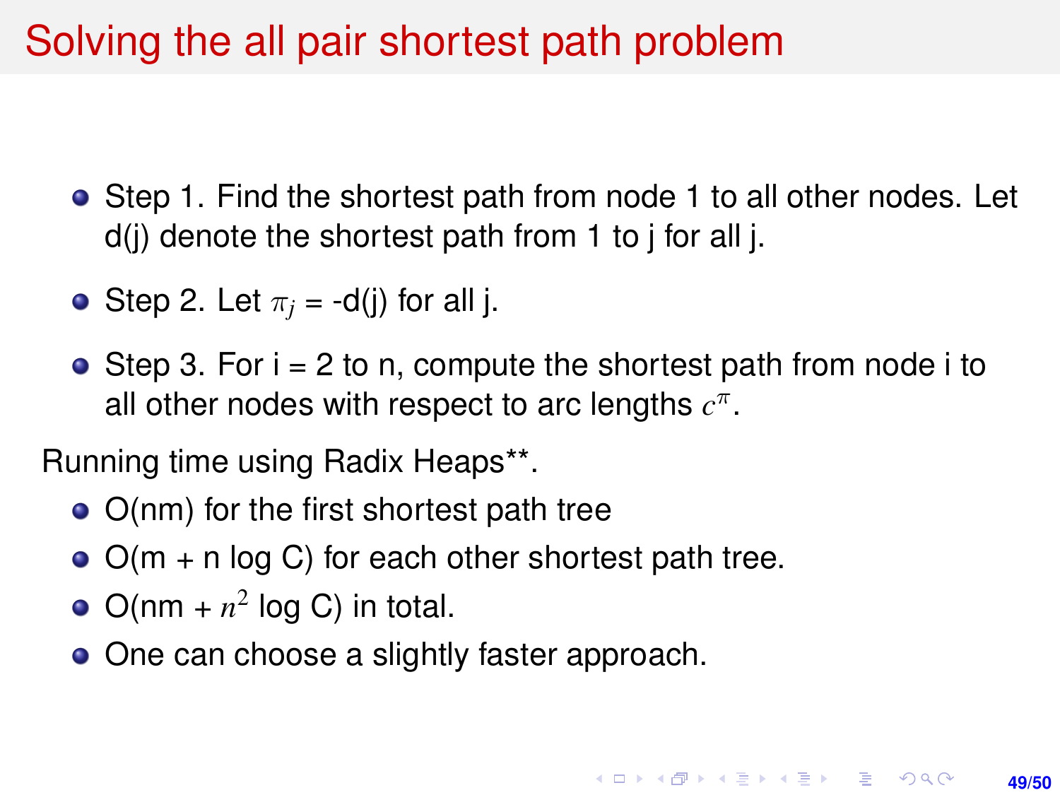# Solving the all pair shortest path problem

- Step 1. Find the shortest path from node 1 to all other nodes. Let d(j) denote the shortest path from 1 to j for all j.
- Step 2. Let $\pi_j$ = -d(j) for all j.
- Step 3. For i = 2 to n, compute the shortest path from node i to all other nodes with respect to arc lengths $c^\pi$.

Running time using Radix Heaps**.

- O(nm) for the first shortest path tree
- O(m + n log C) for each other shortest path tree.
- O(nm + $n^2$ log C) in total.
- One can choose a slightly faster approach.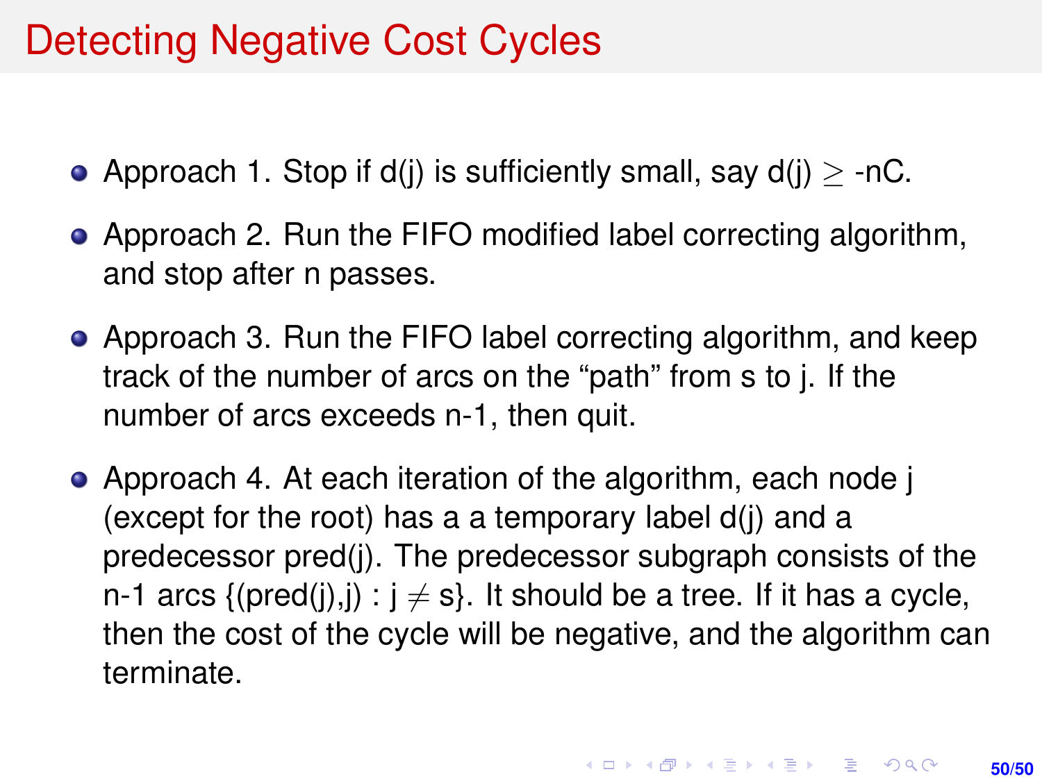# Detecting Negative Cost Cycles

- Approach 1. Stop if d(j) is sufficiently small, say d(j) $\geq$ -nC.
- Approach 2. Run the FIFO modified label correcting algorithm, and stop after n passes.
- Approach 3. Run the FIFO label correcting algorithm, and keep track of the number of arcs on the "path" from s to j. If the number of arcs exceeds n-1, then quit.
- Approach 4. At each iteration of the algorithm, each node j (except for the root) has a a temporary label d(j) and a predecessor pred(j). The predecessor subgraph consists of the n-1 arcs {(pred(j),j) : j $\neq$ s}. It should be a tree. If it has a cycle, then the cost of the cycle will be negative, and the algorithm can terminate.